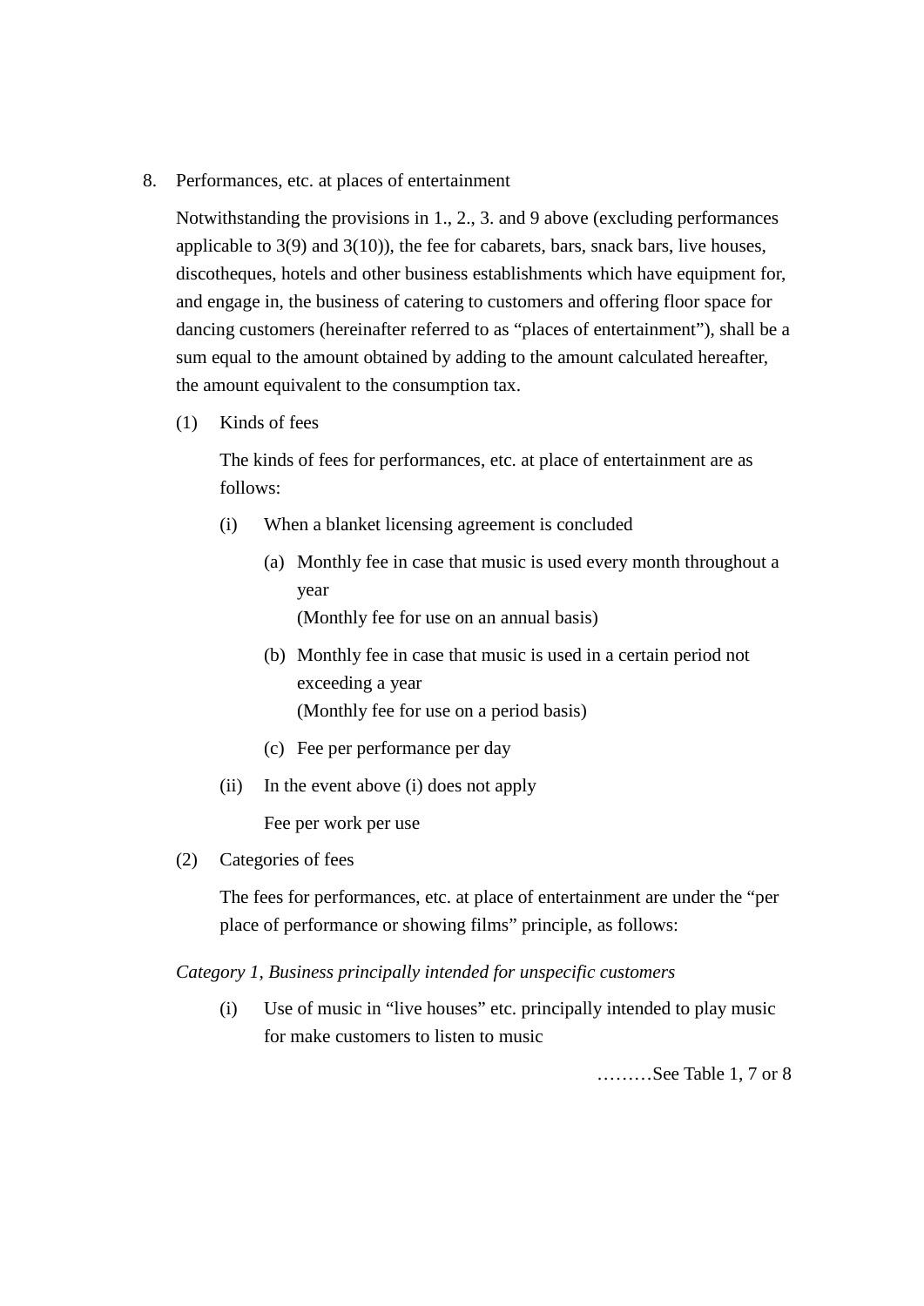8. Performances, etc. at places of entertainment

Notwithstanding the provisions in 1., 2., 3. and 9 above (excluding performances applicable to 3(9) and 3(10)), the fee for cabarets, bars, snack bars, live houses, discotheques, hotels and other business establishments which have equipment for, and engage in, the business of catering to customers and offering floor space for dancing customers (hereinafter referred to as “places of entertainment”), shall be a sum equal to the amount obtained by adding to the amount calculated hereafter, the amount equivalent to the consumption tax.

(1) Kinds of fees

The kinds of fees for performances, etc. at place of entertainment are as follows:

(i) When a blanket licensing agreement is concluded

(a) Monthly fee in case that music is used every month throughout a year
(Monthly fee for use on an annual basis)

(b) Monthly fee in case that music is used in a certain period not exceeding a year
(Monthly fee for use on a period basis)

(c) Fee per performance per day

(ii) In the event above (i) does not apply

Fee per work per use

(2) Categories of fees

The fees for performances, etc. at place of entertainment are under the “per place of performance or showing films” principle, as follows:

*Category 1, Business principally intended for unspecific customers*

(i) Use of music in “live houses” etc. principally intended to play music for make customers to listen to music

………See Table 1, 7 or 8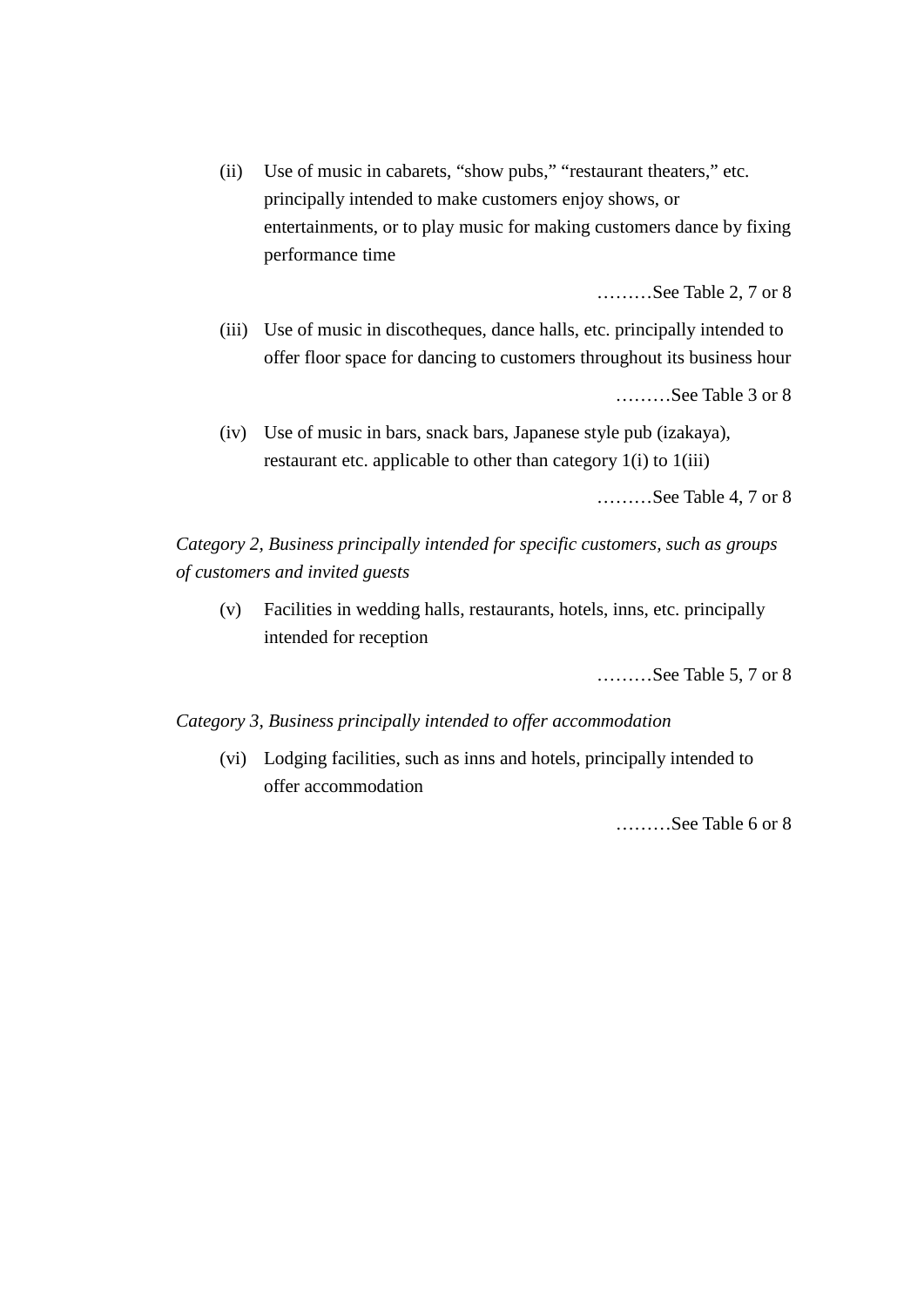(ii) Use of music in cabarets, “show pubs,” “restaurant theaters,” etc. principally intended to make customers enjoy shows, or entertainments, or to play music for making customers dance by fixing performance time

………See Table 2, 7 or 8

(iii) Use of music in discotheques, dance halls, etc. principally intended to offer floor space for dancing to customers throughout its business hour

………See Table 3 or 8

(iv) Use of music in bars, snack bars, Japanese style pub (izakaya), restaurant etc. applicable to other than category 1(i) to 1(iii)

………See Table 4, 7 or 8

*Category 2, Business principally intended for specific customers, such as groups of customers and invited guests*

(v) Facilities in wedding halls, restaurants, hotels, inns, etc. principally intended for reception

………See Table 5, 7 or 8

*Category 3, Business principally intended to offer accommodation*

(vi) Lodging facilities, such as inns and hotels, principally intended to offer accommodation

………See Table 6 or 8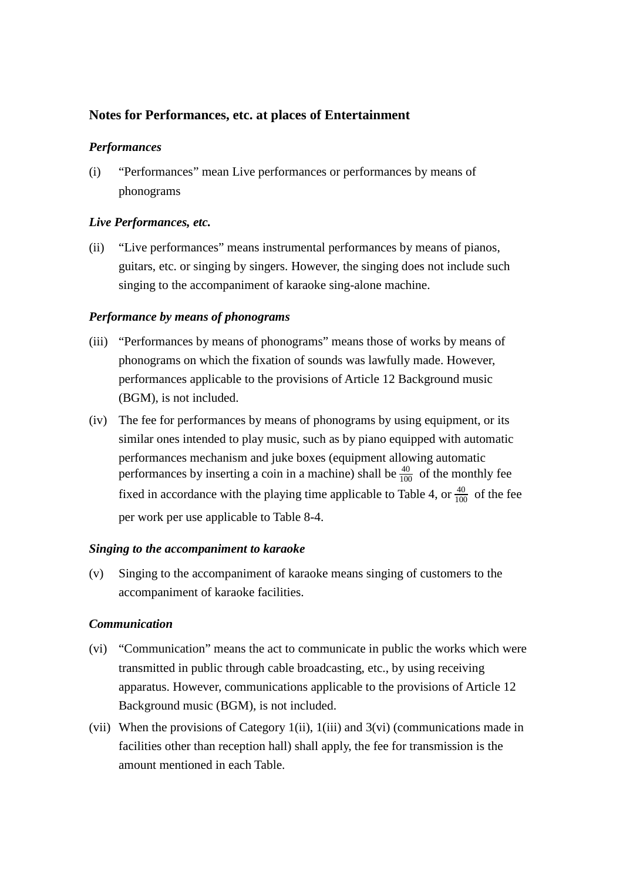## Notes for Performances, etc. at places of Entertainment

***Performances***

(i) "Performances" mean Live performances or performances by means of phonograms

***Live Performances, etc.***

(ii) "Live performances" means instrumental performances by means of pianos, guitars, etc. or singing by singers. However, the singing does not include such singing to the accompaniment of karaoke sing-alone machine.

***Performance by means of phonograms***

(iii) "Performances by means of phonograms" means those of works by means of phonograms on which the fixation of sounds was lawfully made. However, performances applicable to the provisions of Article 12 Background music (BGM), is not included.

(iv) The fee for performances by means of phonograms by using equipment, or its similar ones intended to play music, such as by piano equipped with automatic performances mechanism and juke boxes (equipment allowing automatic performances by inserting a coin in a machine) shall be $\frac{40}{100}$ of the monthly fee fixed in accordance with the playing time applicable to Table 4, or $\frac{40}{100}$ of the fee per work per use applicable to Table 8-4.

***Singing to the accompaniment to karaoke***

(v) Singing to the accompaniment of karaoke means singing of customers to the accompaniment of karaoke facilities.

***Communication***

(vi) "Communication" means the act to communicate in public the works which were transmitted in public through cable broadcasting, etc., by using receiving apparatus. However, communications applicable to the provisions of Article 12 Background music (BGM), is not included.

(vii) When the provisions of Category 1(ii), 1(iii) and 3(vi) (communications made in facilities other than reception hall) shall apply, the fee for transmission is the amount mentioned in each Table.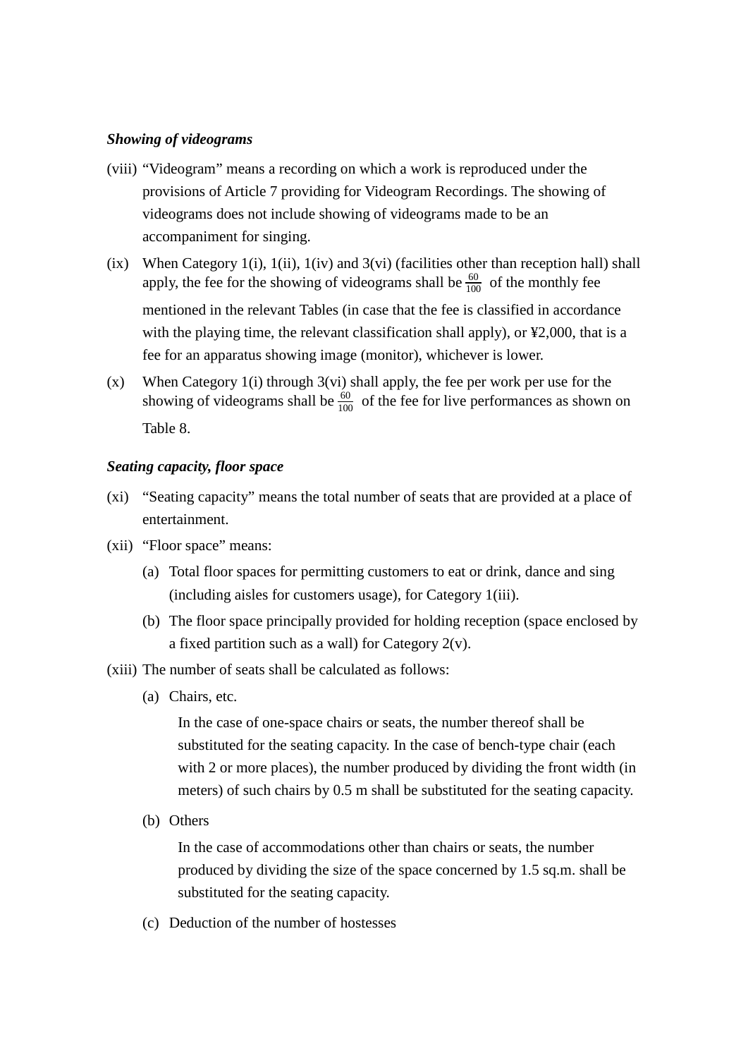***Showing of videograms***

(viii) "Videogram" means a recording on which a work is reproduced under the provisions of Article 7 providing for Videogram Recordings. The showing of videograms does not include showing of videograms made to be an accompaniment for singing.

(ix) When Category 1(i), 1(ii), 1(iv) and 3(vi) (facilities other than reception hall) shall apply, the fee for the showing of videograms shall be $\frac{60}{100}$ of the monthly fee mentioned in the relevant Tables (in case that the fee is classified in accordance with the playing time, the relevant classification shall apply), or ¥2,000, that is a fee for an apparatus showing image (monitor), whichever is lower.

(x) When Category 1(i) through 3(vi) shall apply, the fee per work per use for the showing of videograms shall be $\frac{60}{100}$ of the fee for live performances as shown on Table 8.

***Seating capacity, floor space***

(xi) "Seating capacity" means the total number of seats that are provided at a place of entertainment.

(xii) "Floor space" means:

(a) Total floor spaces for permitting customers to eat or drink, dance and sing (including aisles for customers usage), for Category 1(iii).

(b) The floor space principally provided for holding reception (space enclosed by a fixed partition such as a wall) for Category 2(v).

(xiii) The number of seats shall be calculated as follows:

(a) Chairs, etc.

In the case of one-space chairs or seats, the number thereof shall be substituted for the seating capacity. In the case of bench-type chair (each with 2 or more places), the number produced by dividing the front width (in meters) of such chairs by 0.5 m shall be substituted for the seating capacity.

(b) Others

In the case of accommodations other than chairs or seats, the number produced by dividing the size of the space concerned by 1.5 sq.m. shall be substituted for the seating capacity.

(c) Deduction of the number of hostesses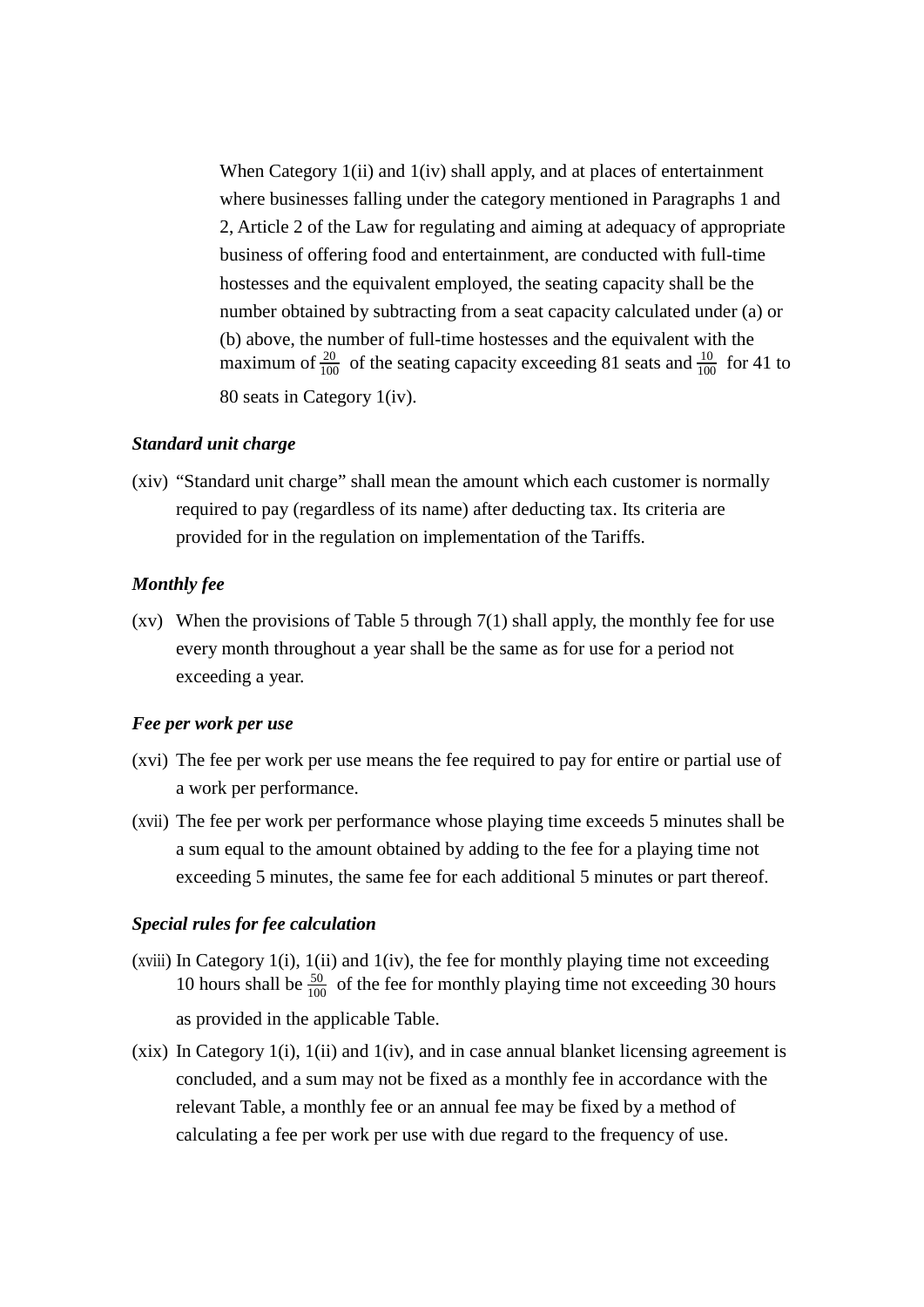When Category 1(ii) and 1(iv) shall apply, and at places of entertainment where businesses falling under the category mentioned in Paragraphs 1 and 2, Article 2 of the Law for regulating and aiming at adequacy of appropriate business of offering food and entertainment, are conducted with full-time hostesses and the equivalent employed, the seating capacity shall be the number obtained by subtracting from a seat capacity calculated under (a) or (b) above, the number of full-time hostesses and the equivalent with the maximum of $\frac{20}{100}$ of the seating capacity exceeding 81 seats and $\frac{10}{100}$ for 41 to 80 seats in Category 1(iv).

***Standard unit charge***

(xiv) "Standard unit charge" shall mean the amount which each customer is normally required to pay (regardless of its name) after deducting tax. Its criteria are provided for in the regulation on implementation of the Tariffs.

***Monthly fee***

(xv) When the provisions of Table 5 through 7(1) shall apply, the monthly fee for use every month throughout a year shall be the same as for use for a period not exceeding a year.

***Fee per work per use***

(xvi) The fee per work per use means the fee required to pay for entire or partial use of a work per performance.

(xvii) The fee per work per performance whose playing time exceeds 5 minutes shall be a sum equal to the amount obtained by adding to the fee for a playing time not exceeding 5 minutes, the same fee for each additional 5 minutes or part thereof.

***Special rules for fee calculation***

(xviii) In Category 1(i), 1(ii) and 1(iv), the fee for monthly playing time not exceeding 10 hours shall be $\frac{50}{100}$ of the fee for monthly playing time not exceeding 30 hours as provided in the applicable Table.

(xix) In Category 1(i), 1(ii) and 1(iv), and in case annual blanket licensing agreement is concluded, and a sum may not be fixed as a monthly fee in accordance with the relevant Table, a monthly fee or an annual fee may be fixed by a method of calculating a fee per work per use with due regard to the frequency of use.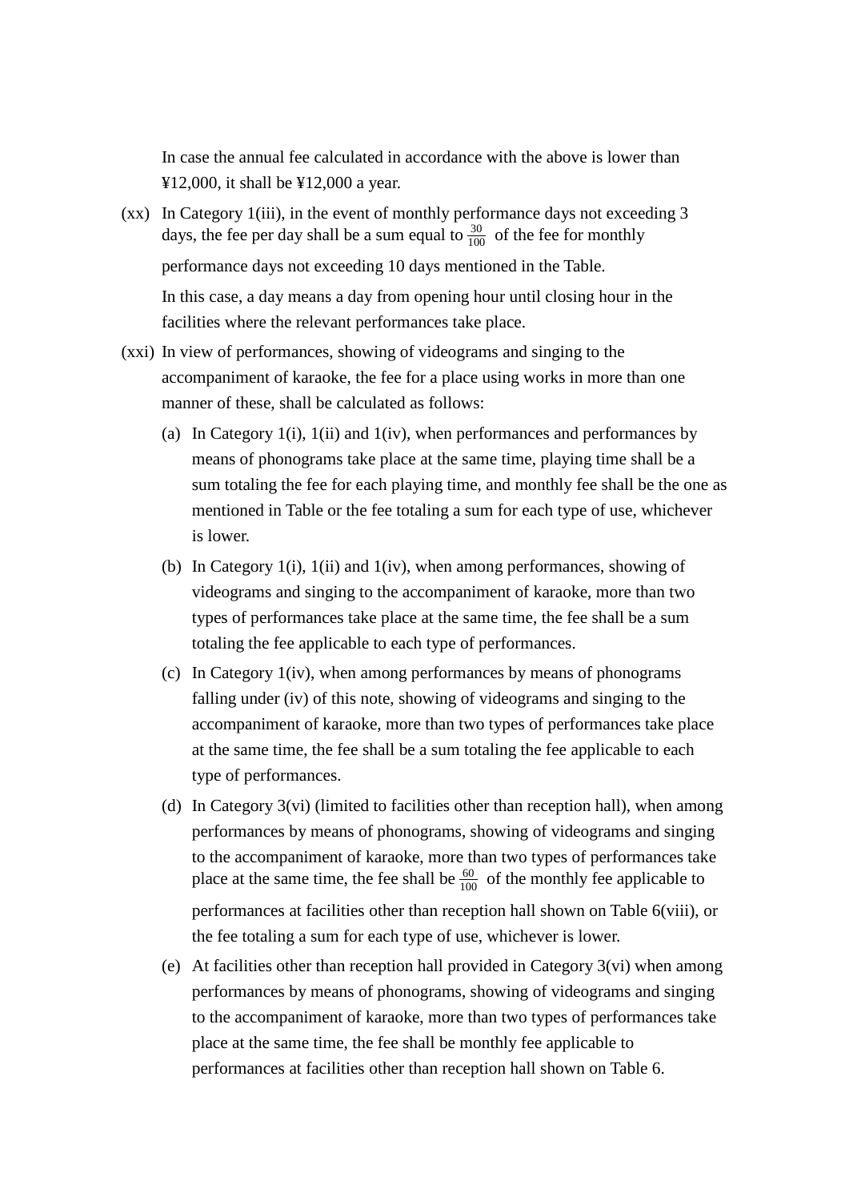In case the annual fee calculated in accordance with the above is lower than ¥12,000, it shall be ¥12,000 a year.

(xx) In Category 1(iii), in the event of monthly performance days not exceeding 3 days, the fee per day shall be a sum equal to $\frac{30}{100}$ of the fee for monthly performance days not exceeding 10 days mentioned in the Table.

In this case, a day means a day from opening hour until closing hour in the facilities where the relevant performances take place.

(xxi) In view of performances, showing of videograms and singing to the accompaniment of karaoke, the fee for a place using works in more than one manner of these, shall be calculated as follows:

(a) In Category 1(i), 1(ii) and 1(iv), when performances and performances by means of phonograms take place at the same time, playing time shall be a sum totaling the fee for each playing time, and monthly fee shall be the one as mentioned in Table or the fee totaling a sum for each type of use, whichever is lower.

(b) In Category 1(i), 1(ii) and 1(iv), when among performances, showing of videograms and singing to the accompaniment of karaoke, more than two types of performances take place at the same time, the fee shall be a sum totaling the fee applicable to each type of performances.

(c) In Category 1(iv), when among performances by means of phonograms falling under (iv) of this note, showing of videograms and singing to the accompaniment of karaoke, more than two types of performances take place at the same time, the fee shall be a sum totaling the fee applicable to each type of performances.

(d) In Category 3(vi) (limited to facilities other than reception hall), when among performances by means of phonograms, showing of videograms and singing to the accompaniment of karaoke, more than two types of performances take place at the same time, the fee shall be $\frac{60}{100}$ of the monthly fee applicable to performances at facilities other than reception hall shown on Table 6(viii), or the fee totaling a sum for each type of use, whichever is lower.

(e) At facilities other than reception hall provided in Category 3(vi) when among performances by means of phonograms, showing of videograms and singing to the accompaniment of karaoke, more than two types of performances take place at the same time, the fee shall be monthly fee applicable to performances at facilities other than reception hall shown on Table 6.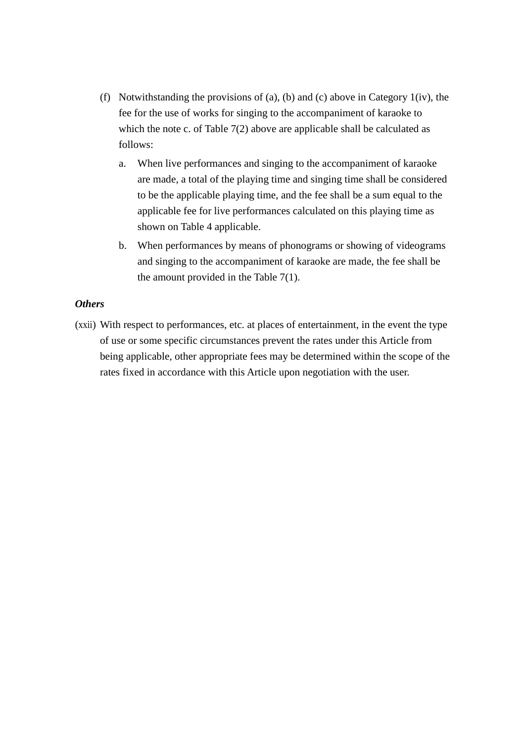(f) Notwithstanding the provisions of (a), (b) and (c) above in Category 1(iv), the fee for the use of works for singing to the accompaniment of karaoke to which the note c. of Table 7(2) above are applicable shall be calculated as follows:

   a. When live performances and singing to the accompaniment of karaoke are made, a total of the playing time and singing time shall be considered to be the applicable playing time, and the fee shall be a sum equal to the applicable fee for live performances calculated on this playing time as shown on Table 4 applicable.

   b. When performances by means of phonograms or showing of videograms and singing to the accompaniment of karaoke are made, the fee shall be the amount provided in the Table 7(1).

***Others***

(xxii) With respect to performances, etc. at places of entertainment, in the event the type of use or some specific circumstances prevent the rates under this Article from being applicable, other appropriate fees may be determined within the scope of the rates fixed in accordance with this Article upon negotiation with the user.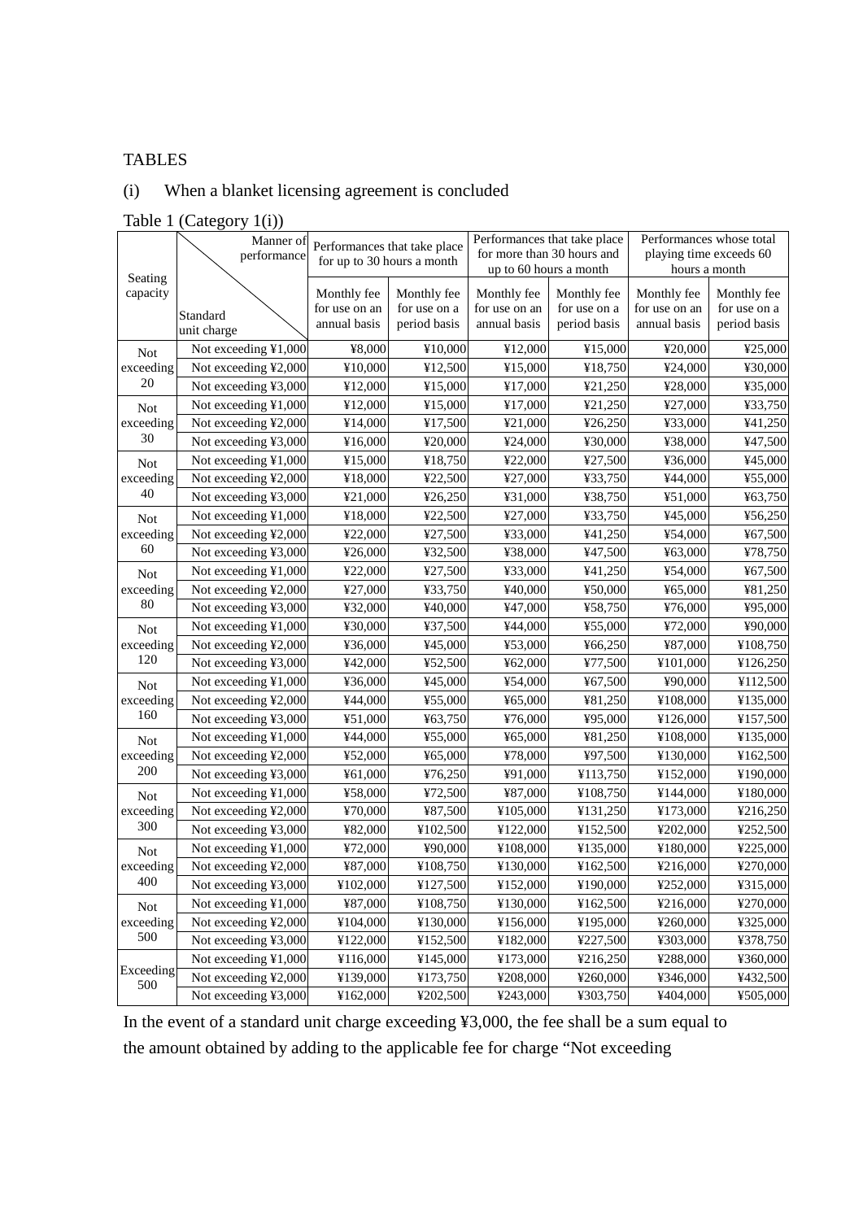TABLES

(i) When a blanket licensing agreement is concluded

Table 1 (Category 1(i))

| Seating capacity | Standard unit charge \ Manner of performance | Performances that take place for up to 30 hours a month | | Performances that take place for more than 30 hours and up to 60 hours a month | | Performances whose total playing time exceeds 60 hours a month | |
|---|---|---|---|---|---|---|---|
| | | Monthly fee for use on an annual basis | Monthly fee for use on a period basis | Monthly fee for use on an annual basis | Monthly fee for use on a period basis | Monthly fee for use on an annual basis | Monthly fee for use on a period basis |
| Not exceeding 20 | Not exceeding ¥1,000 | ¥8,000 | ¥10,000 | ¥12,000 | ¥15,000 | ¥20,000 | ¥25,000 |
| | Not exceeding ¥2,000 | ¥10,000 | ¥12,500 | ¥15,000 | ¥18,750 | ¥24,000 | ¥30,000 |
| | Not exceeding ¥3,000 | ¥12,000 | ¥15,000 | ¥17,000 | ¥21,250 | ¥28,000 | ¥35,000 |
| Not exceeding 30 | Not exceeding ¥1,000 | ¥12,000 | ¥15,000 | ¥17,000 | ¥21,250 | ¥27,000 | ¥33,750 |
| | Not exceeding ¥2,000 | ¥14,000 | ¥17,500 | ¥21,000 | ¥26,250 | ¥33,000 | ¥41,250 |
| | Not exceeding ¥3,000 | ¥16,000 | ¥20,000 | ¥24,000 | ¥30,000 | ¥38,000 | ¥47,500 |
| Not exceeding 40 | Not exceeding ¥1,000 | ¥15,000 | ¥18,750 | ¥22,000 | ¥27,500 | ¥36,000 | ¥45,000 |
| | Not exceeding ¥2,000 | ¥18,000 | ¥22,500 | ¥27,000 | ¥33,750 | ¥44,000 | ¥55,000 |
| | Not exceeding ¥3,000 | ¥21,000 | ¥26,250 | ¥31,000 | ¥38,750 | ¥51,000 | ¥63,750 |
| Not exceeding 60 | Not exceeding ¥1,000 | ¥18,000 | ¥22,500 | ¥27,000 | ¥33,750 | ¥45,000 | ¥56,250 |
| | Not exceeding ¥2,000 | ¥22,000 | ¥27,500 | ¥33,000 | ¥41,250 | ¥54,000 | ¥67,500 |
| | Not exceeding ¥3,000 | ¥26,000 | ¥32,500 | ¥38,000 | ¥47,500 | ¥63,000 | ¥78,750 |
| Not exceeding 80 | Not exceeding ¥1,000 | ¥22,000 | ¥27,500 | ¥33,000 | ¥41,250 | ¥54,000 | ¥67,500 |
| | Not exceeding ¥2,000 | ¥27,000 | ¥33,750 | ¥40,000 | ¥50,000 | ¥65,000 | ¥81,250 |
| | Not exceeding ¥3,000 | ¥32,000 | ¥40,000 | ¥47,000 | ¥58,750 | ¥76,000 | ¥95,000 |
| Not exceeding 120 | Not exceeding ¥1,000 | ¥30,000 | ¥37,500 | ¥44,000 | ¥55,000 | ¥72,000 | ¥90,000 |
| | Not exceeding ¥2,000 | ¥36,000 | ¥45,000 | ¥53,000 | ¥66,250 | ¥87,000 | ¥108,750 |
| | Not exceeding ¥3,000 | ¥42,000 | ¥52,500 | ¥62,000 | ¥77,500 | ¥101,000 | ¥126,250 |
| Not exceeding 160 | Not exceeding ¥1,000 | ¥36,000 | ¥45,000 | ¥54,000 | ¥67,500 | ¥90,000 | ¥112,500 |
| | Not exceeding ¥2,000 | ¥44,000 | ¥55,000 | ¥65,000 | ¥81,250 | ¥108,000 | ¥135,000 |
| | Not exceeding ¥3,000 | ¥51,000 | ¥63,750 | ¥76,000 | ¥95,000 | ¥126,000 | ¥157,500 |
| Not exceeding 200 | Not exceeding ¥1,000 | ¥44,000 | ¥55,000 | ¥65,000 | ¥81,250 | ¥108,000 | ¥135,000 |
| | Not exceeding ¥2,000 | ¥52,000 | ¥65,000 | ¥78,000 | ¥97,500 | ¥130,000 | ¥162,500 |
| | Not exceeding ¥3,000 | ¥61,000 | ¥76,250 | ¥91,000 | ¥113,750 | ¥152,000 | ¥190,000 |
| Not exceeding 300 | Not exceeding ¥1,000 | ¥58,000 | ¥72,500 | ¥87,000 | ¥108,750 | ¥144,000 | ¥180,000 |
| | Not exceeding ¥2,000 | ¥70,000 | ¥87,500 | ¥105,000 | ¥131,250 | ¥173,000 | ¥216,250 |
| | Not exceeding ¥3,000 | ¥82,000 | ¥102,500 | ¥122,000 | ¥152,500 | ¥202,000 | ¥252,500 |
| Not exceeding 400 | Not exceeding ¥1,000 | ¥72,000 | ¥90,000 | ¥108,000 | ¥135,000 | ¥180,000 | ¥225,000 |
| | Not exceeding ¥2,000 | ¥87,000 | ¥108,750 | ¥130,000 | ¥162,500 | ¥216,000 | ¥270,000 |
| | Not exceeding ¥3,000 | ¥102,000 | ¥127,500 | ¥152,000 | ¥190,000 | ¥252,000 | ¥315,000 |
| Not exceeding 500 | Not exceeding ¥1,000 | ¥87,000 | ¥108,750 | ¥130,000 | ¥162,500 | ¥216,000 | ¥270,000 |
| | Not exceeding ¥2,000 | ¥104,000 | ¥130,000 | ¥156,000 | ¥195,000 | ¥260,000 | ¥325,000 |
| | Not exceeding ¥3,000 | ¥122,000 | ¥152,500 | ¥182,000 | ¥227,500 | ¥303,000 | ¥378,750 |
| Exceeding 500 | Not exceeding ¥1,000 | ¥116,000 | ¥145,000 | ¥173,000 | ¥216,250 | ¥288,000 | ¥360,000 |
| | Not exceeding ¥2,000 | ¥139,000 | ¥173,750 | ¥208,000 | ¥260,000 | ¥346,000 | ¥432,500 |
| | Not exceeding ¥3,000 | ¥162,000 | ¥202,500 | ¥243,000 | ¥303,750 | ¥404,000 | ¥505,000 |

In the event of a standard unit charge exceeding ¥3,000, the fee shall be a sum equal to the amount obtained by adding to the applicable fee for charge "Not exceeding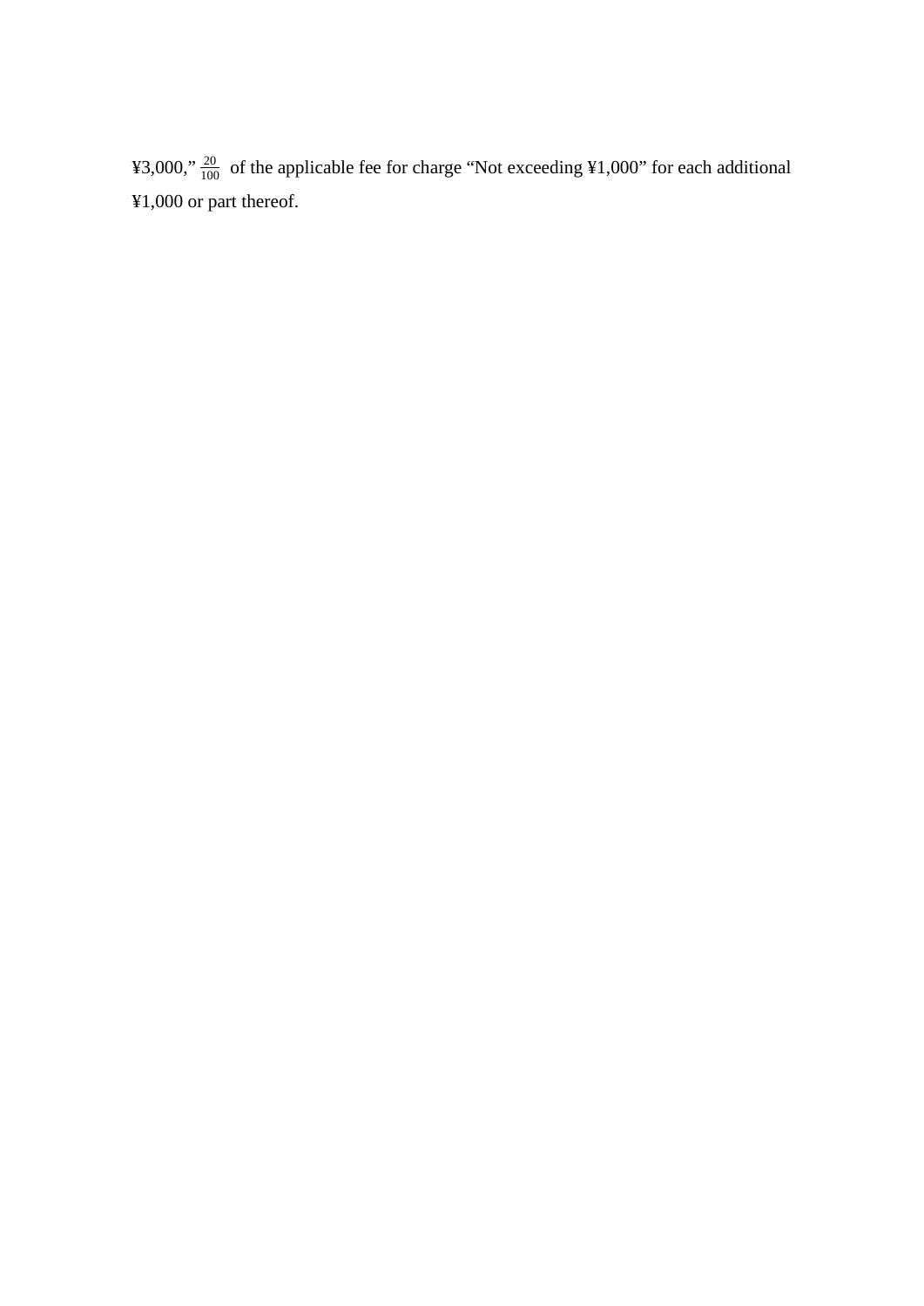¥3,000," $\frac{20}{100}$ of the applicable fee for charge "Not exceeding ¥1,000" for each additional ¥1,000 or part thereof.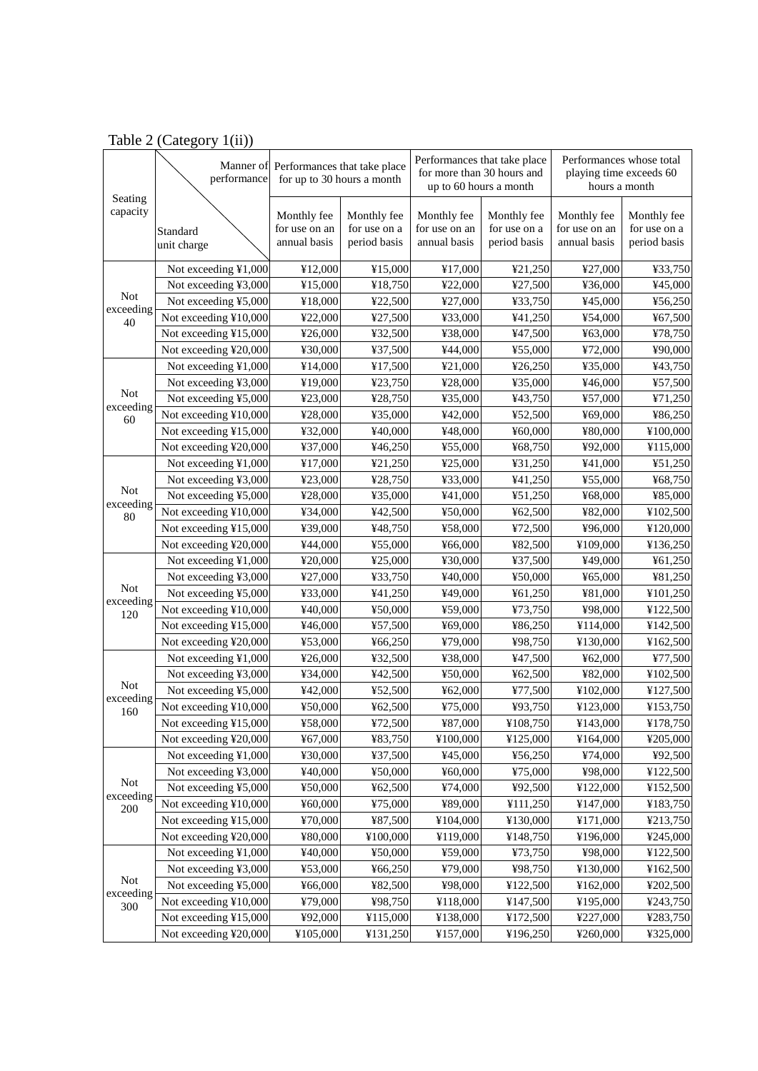Table 2 (Category 1(ii))

| Seating capacity | Manner of performance / Standard unit charge | Performances that take place for up to 30 hours a month | | Performances that take place for more than 30 hours and up to 60 hours a month | | Performances whose total playing time exceeds 60 hours a month | |
|---|---|---|---|---|---|---|---|
| | | Monthly fee for use on an annual basis | Monthly fee for use on a period basis | Monthly fee for use on an annual basis | Monthly fee for use on a period basis | Monthly fee for use on an annual basis | Monthly fee for use on a period basis |
| Not exceeding 40 | Not exceeding ¥1,000 | ¥12,000 | ¥15,000 | ¥17,000 | ¥21,250 | ¥27,000 | ¥33,750 |
| | Not exceeding ¥3,000 | ¥15,000 | ¥18,750 | ¥22,000 | ¥27,500 | ¥36,000 | ¥45,000 |
| | Not exceeding ¥5,000 | ¥18,000 | ¥22,500 | ¥27,000 | ¥33,750 | ¥45,000 | ¥56,250 |
| | Not exceeding ¥10,000 | ¥22,000 | ¥27,500 | ¥33,000 | ¥41,250 | ¥54,000 | ¥67,500 |
| | Not exceeding ¥15,000 | ¥26,000 | ¥32,500 | ¥38,000 | ¥47,500 | ¥63,000 | ¥78,750 |
| | Not exceeding ¥20,000 | ¥30,000 | ¥37,500 | ¥44,000 | ¥55,000 | ¥72,000 | ¥90,000 |
| Not exceeding 60 | Not exceeding ¥1,000 | ¥14,000 | ¥17,500 | ¥21,000 | ¥26,250 | ¥35,000 | ¥43,750 |
| | Not exceeding ¥3,000 | ¥19,000 | ¥23,750 | ¥28,000 | ¥35,000 | ¥46,000 | ¥57,500 |
| | Not exceeding ¥5,000 | ¥23,000 | ¥28,750 | ¥35,000 | ¥43,750 | ¥57,000 | ¥71,250 |
| | Not exceeding ¥10,000 | ¥28,000 | ¥35,000 | ¥42,000 | ¥52,500 | ¥69,000 | ¥86,250 |
| | Not exceeding ¥15,000 | ¥32,000 | ¥40,000 | ¥48,000 | ¥60,000 | ¥80,000 | ¥100,000 |
| | Not exceeding ¥20,000 | ¥37,000 | ¥46,250 | ¥55,000 | ¥68,750 | ¥92,000 | ¥115,000 |
| Not exceeding 80 | Not exceeding ¥1,000 | ¥17,000 | ¥21,250 | ¥25,000 | ¥31,250 | ¥41,000 | ¥51,250 |
| | Not exceeding ¥3,000 | ¥23,000 | ¥28,750 | ¥33,000 | ¥41,250 | ¥55,000 | ¥68,750 |
| | Not exceeding ¥5,000 | ¥28,000 | ¥35,000 | ¥41,000 | ¥51,250 | ¥68,000 | ¥85,000 |
| | Not exceeding ¥10,000 | ¥34,000 | ¥42,500 | ¥50,000 | ¥62,500 | ¥82,000 | ¥102,500 |
| | Not exceeding ¥15,000 | ¥39,000 | ¥48,750 | ¥58,000 | ¥72,500 | ¥96,000 | ¥120,000 |
| | Not exceeding ¥20,000 | ¥44,000 | ¥55,000 | ¥66,000 | ¥82,500 | ¥109,000 | ¥136,250 |
| Not exceeding 120 | Not exceeding ¥1,000 | ¥20,000 | ¥25,000 | ¥30,000 | ¥37,500 | ¥49,000 | ¥61,250 |
| | Not exceeding ¥3,000 | ¥27,000 | ¥33,750 | ¥40,000 | ¥50,000 | ¥65,000 | ¥81,250 |
| | Not exceeding ¥5,000 | ¥33,000 | ¥41,250 | ¥49,000 | ¥61,250 | ¥81,000 | ¥101,250 |
| | Not exceeding ¥10,000 | ¥40,000 | ¥50,000 | ¥59,000 | ¥73,750 | ¥98,000 | ¥122,500 |
| | Not exceeding ¥15,000 | ¥46,000 | ¥57,500 | ¥69,000 | ¥86,250 | ¥114,000 | ¥142,500 |
| | Not exceeding ¥20,000 | ¥53,000 | ¥66,250 | ¥79,000 | ¥98,750 | ¥130,000 | ¥162,500 |
| Not exceeding 160 | Not exceeding ¥1,000 | ¥26,000 | ¥32,500 | ¥38,000 | ¥47,500 | ¥62,000 | ¥77,500 |
| | Not exceeding ¥3,000 | ¥34,000 | ¥42,500 | ¥50,000 | ¥62,500 | ¥82,000 | ¥102,500 |
| | Not exceeding ¥5,000 | ¥42,000 | ¥52,500 | ¥62,000 | ¥77,500 | ¥102,000 | ¥127,500 |
| | Not exceeding ¥10,000 | ¥50,000 | ¥62,500 | ¥75,000 | ¥93,750 | ¥123,000 | ¥153,750 |
| | Not exceeding ¥15,000 | ¥58,000 | ¥72,500 | ¥87,000 | ¥108,750 | ¥143,000 | ¥178,750 |
| | Not exceeding ¥20,000 | ¥67,000 | ¥83,750 | ¥100,000 | ¥125,000 | ¥164,000 | ¥205,000 |
| Not exceeding 200 | Not exceeding ¥1,000 | ¥30,000 | ¥37,500 | ¥45,000 | ¥56,250 | ¥74,000 | ¥92,500 |
| | Not exceeding ¥3,000 | ¥40,000 | ¥50,000 | ¥60,000 | ¥75,000 | ¥98,000 | ¥122,500 |
| | Not exceeding ¥5,000 | ¥50,000 | ¥62,500 | ¥74,000 | ¥92,500 | ¥122,000 | ¥152,500 |
| | Not exceeding ¥10,000 | ¥60,000 | ¥75,000 | ¥89,000 | ¥111,250 | ¥147,000 | ¥183,750 |
| | Not exceeding ¥15,000 | ¥70,000 | ¥87,500 | ¥104,000 | ¥130,000 | ¥171,000 | ¥213,750 |
| | Not exceeding ¥20,000 | ¥80,000 | ¥100,000 | ¥119,000 | ¥148,750 | ¥196,000 | ¥245,000 |
| Not exceeding 300 | Not exceeding ¥1,000 | ¥40,000 | ¥50,000 | ¥59,000 | ¥73,750 | ¥98,000 | ¥122,500 |
| | Not exceeding ¥3,000 | ¥53,000 | ¥66,250 | ¥79,000 | ¥98,750 | ¥130,000 | ¥162,500 |
| | Not exceeding ¥5,000 | ¥66,000 | ¥82,500 | ¥98,000 | ¥122,500 | ¥162,000 | ¥202,500 |
| | Not exceeding ¥10,000 | ¥79,000 | ¥98,750 | ¥118,000 | ¥147,500 | ¥195,000 | ¥243,750 |
| | Not exceeding ¥15,000 | ¥92,000 | ¥115,000 | ¥138,000 | ¥172,500 | ¥227,000 | ¥283,750 |
| | Not exceeding ¥20,000 | ¥105,000 | ¥131,250 | ¥157,000 | ¥196,250 | ¥260,000 | ¥325,000 |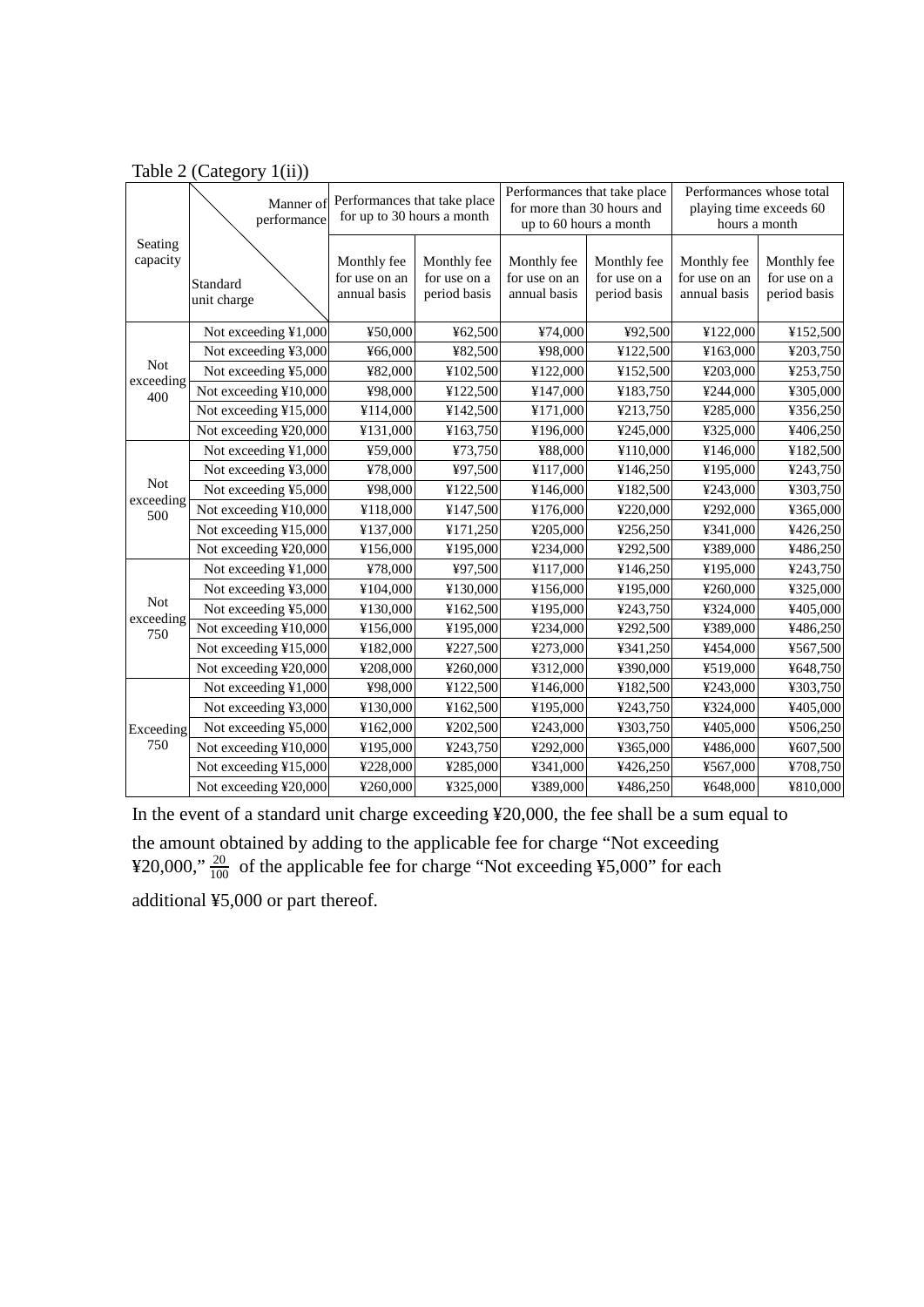Table 2 (Category 1(ii))

| Seating capacity | Manner of performance / Standard unit charge | Performances that take place for up to 30 hours a month | | Performances that take place for more than 30 hours and up to 60 hours a month | | Performances whose total playing time exceeds 60 hours a month | |
|---|---|---|---|---|---|---|---|
| | | Monthly fee for use on an annual basis | Monthly fee for use on a period basis | Monthly fee for use on an annual basis | Monthly fee for use on a period basis | Monthly fee for use on an annual basis | Monthly fee for use on a period basis |
| Not exceeding 400 | Not exceeding ¥1,000 | ¥50,000 | ¥62,500 | ¥74,000 | ¥92,500 | ¥122,000 | ¥152,500 |
| | Not exceeding ¥3,000 | ¥66,000 | ¥82,500 | ¥98,000 | ¥122,500 | ¥163,000 | ¥203,750 |
| | Not exceeding ¥5,000 | ¥82,000 | ¥102,500 | ¥122,000 | ¥152,500 | ¥203,000 | ¥253,750 |
| | Not exceeding ¥10,000 | ¥98,000 | ¥122,500 | ¥147,000 | ¥183,750 | ¥244,000 | ¥305,000 |
| | Not exceeding ¥15,000 | ¥114,000 | ¥142,500 | ¥171,000 | ¥213,750 | ¥285,000 | ¥356,250 |
| | Not exceeding ¥20,000 | ¥131,000 | ¥163,750 | ¥196,000 | ¥245,000 | ¥325,000 | ¥406,250 |
| Not exceeding 500 | Not exceeding ¥1,000 | ¥59,000 | ¥73,750 | ¥88,000 | ¥110,000 | ¥146,000 | ¥182,500 |
| | Not exceeding ¥3,000 | ¥78,000 | ¥97,500 | ¥117,000 | ¥146,250 | ¥195,000 | ¥243,750 |
| | Not exceeding ¥5,000 | ¥98,000 | ¥122,500 | ¥146,000 | ¥182,500 | ¥243,000 | ¥303,750 |
| | Not exceeding ¥10,000 | ¥118,000 | ¥147,500 | ¥176,000 | ¥220,000 | ¥292,000 | ¥365,000 |
| | Not exceeding ¥15,000 | ¥137,000 | ¥171,250 | ¥205,000 | ¥256,250 | ¥341,000 | ¥426,250 |
| | Not exceeding ¥20,000 | ¥156,000 | ¥195,000 | ¥234,000 | ¥292,500 | ¥389,000 | ¥486,250 |
| Not exceeding 750 | Not exceeding ¥1,000 | ¥78,000 | ¥97,500 | ¥117,000 | ¥146,250 | ¥195,000 | ¥243,750 |
| | Not exceeding ¥3,000 | ¥104,000 | ¥130,000 | ¥156,000 | ¥195,000 | ¥260,000 | ¥325,000 |
| | Not exceeding ¥5,000 | ¥130,000 | ¥162,500 | ¥195,000 | ¥243,750 | ¥324,000 | ¥405,000 |
| | Not exceeding ¥10,000 | ¥156,000 | ¥195,000 | ¥234,000 | ¥292,500 | ¥389,000 | ¥486,250 |
| | Not exceeding ¥15,000 | ¥182,000 | ¥227,500 | ¥273,000 | ¥341,250 | ¥454,000 | ¥567,500 |
| | Not exceeding ¥20,000 | ¥208,000 | ¥260,000 | ¥312,000 | ¥390,000 | ¥519,000 | ¥648,750 |
| Exceeding 750 | Not exceeding ¥1,000 | ¥98,000 | ¥122,500 | ¥146,000 | ¥182,500 | ¥243,000 | ¥303,750 |
| | Not exceeding ¥3,000 | ¥130,000 | ¥162,500 | ¥195,000 | ¥243,750 | ¥324,000 | ¥405,000 |
| | Not exceeding ¥5,000 | ¥162,000 | ¥202,500 | ¥243,000 | ¥303,750 | ¥405,000 | ¥506,250 |
| | Not exceeding ¥10,000 | ¥195,000 | ¥243,750 | ¥292,000 | ¥365,000 | ¥486,000 | ¥607,500 |
| | Not exceeding ¥15,000 | ¥228,000 | ¥285,000 | ¥341,000 | ¥426,250 | ¥567,000 | ¥708,750 |
| | Not exceeding ¥20,000 | ¥260,000 | ¥325,000 | ¥389,000 | ¥486,250 | ¥648,000 | ¥810,000 |

In the event of a standard unit charge exceeding ¥20,000, the fee shall be a sum equal to the amount obtained by adding to the applicable fee for charge "Not exceeding ¥20,000," $\frac{20}{100}$ of the applicable fee for charge "Not exceeding ¥5,000" for each additional ¥5,000 or part thereof.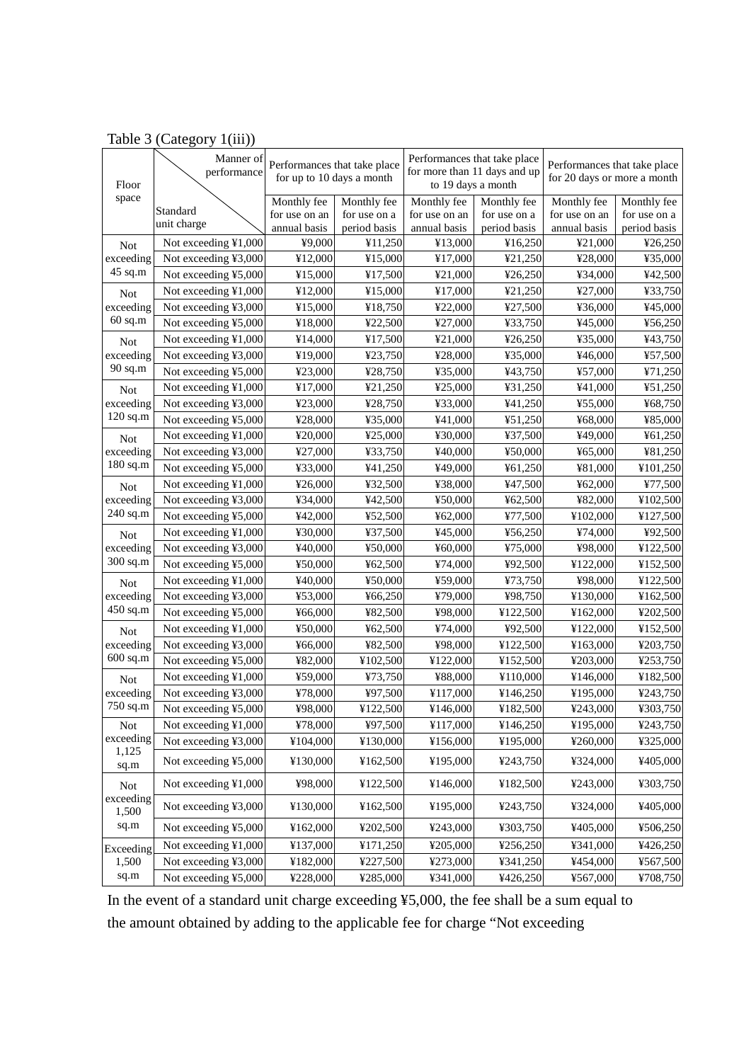Table 3 (Category 1(iii))

| Floor space | Manner of performance / Standard unit charge | Performances that take place for up to 10 days a month | | Performances that take place for more than 11 days and up to 19 days a month | | Performances that take place for 20 days or more a month | |
|---|---|---|---|---|---|---|---|
| | | Monthly fee for use on an annual basis | Monthly fee for use on a period basis | Monthly fee for use on an annual basis | Monthly fee for use on a period basis | Monthly fee for use on an annual basis | Monthly fee for use on a period basis |
| Not exceeding 45 sq.m | Not exceeding ¥1,000 | ¥9,000 | ¥11,250 | ¥13,000 | ¥16,250 | ¥21,000 | ¥26,250 |
| | Not exceeding ¥3,000 | ¥12,000 | ¥15,000 | ¥17,000 | ¥21,250 | ¥28,000 | ¥35,000 |
| | Not exceeding ¥5,000 | ¥15,000 | ¥17,500 | ¥21,000 | ¥26,250 | ¥34,000 | ¥42,500 |
| Not exceeding 60 sq.m | Not exceeding ¥1,000 | ¥12,000 | ¥15,000 | ¥17,000 | ¥21,250 | ¥27,000 | ¥33,750 |
| | Not exceeding ¥3,000 | ¥15,000 | ¥18,750 | ¥22,000 | ¥27,500 | ¥36,000 | ¥45,000 |
| | Not exceeding ¥5,000 | ¥18,000 | ¥22,500 | ¥27,000 | ¥33,750 | ¥45,000 | ¥56,250 |
| Not exceeding 90 sq.m | Not exceeding ¥1,000 | ¥14,000 | ¥17,500 | ¥21,000 | ¥26,250 | ¥35,000 | ¥43,750 |
| | Not exceeding ¥3,000 | ¥19,000 | ¥23,750 | ¥28,000 | ¥35,000 | ¥46,000 | ¥57,500 |
| | Not exceeding ¥5,000 | ¥23,000 | ¥28,750 | ¥35,000 | ¥43,750 | ¥57,000 | ¥71,250 |
| Not exceeding 120 sq.m | Not exceeding ¥1,000 | ¥17,000 | ¥21,250 | ¥25,000 | ¥31,250 | ¥41,000 | ¥51,250 |
| | Not exceeding ¥3,000 | ¥23,000 | ¥28,750 | ¥33,000 | ¥41,250 | ¥55,000 | ¥68,750 |
| | Not exceeding ¥5,000 | ¥28,000 | ¥35,000 | ¥41,000 | ¥51,250 | ¥68,000 | ¥85,000 |
| Not exceeding 180 sq.m | Not exceeding ¥1,000 | ¥20,000 | ¥25,000 | ¥30,000 | ¥37,500 | ¥49,000 | ¥61,250 |
| | Not exceeding ¥3,000 | ¥27,000 | ¥33,750 | ¥40,000 | ¥50,000 | ¥65,000 | ¥81,250 |
| | Not exceeding ¥5,000 | ¥33,000 | ¥41,250 | ¥49,000 | ¥61,250 | ¥81,000 | ¥101,250 |
| Not exceeding 240 sq.m | Not exceeding ¥1,000 | ¥26,000 | ¥32,500 | ¥38,000 | ¥47,500 | ¥62,000 | ¥77,500 |
| | Not exceeding ¥3,000 | ¥34,000 | ¥42,500 | ¥50,000 | ¥62,500 | ¥82,000 | ¥102,500 |
| | Not exceeding ¥5,000 | ¥42,000 | ¥52,500 | ¥62,000 | ¥77,500 | ¥102,000 | ¥127,500 |
| Not exceeding 300 sq.m | Not exceeding ¥1,000 | ¥30,000 | ¥37,500 | ¥45,000 | ¥56,250 | ¥74,000 | ¥92,500 |
| | Not exceeding ¥3,000 | ¥40,000 | ¥50,000 | ¥60,000 | ¥75,000 | ¥98,000 | ¥122,500 |
| | Not exceeding ¥5,000 | ¥50,000 | ¥62,500 | ¥74,000 | ¥92,500 | ¥122,000 | ¥152,500 |
| Not exceeding 450 sq.m | Not exceeding ¥1,000 | ¥40,000 | ¥50,000 | ¥59,000 | ¥73,750 | ¥98,000 | ¥122,500 |
| | Not exceeding ¥3,000 | ¥53,000 | ¥66,250 | ¥79,000 | ¥98,750 | ¥130,000 | ¥162,500 |
| | Not exceeding ¥5,000 | ¥66,000 | ¥82,500 | ¥98,000 | ¥122,500 | ¥162,000 | ¥202,500 |
| Not exceeding 600 sq.m | Not exceeding ¥1,000 | ¥50,000 | ¥62,500 | ¥74,000 | ¥92,500 | ¥122,000 | ¥152,500 |
| | Not exceeding ¥3,000 | ¥66,000 | ¥82,500 | ¥98,000 | ¥122,500 | ¥163,000 | ¥203,750 |
| | Not exceeding ¥5,000 | ¥82,000 | ¥102,500 | ¥122,000 | ¥152,500 | ¥203,000 | ¥253,750 |
| Not exceeding 750 sq.m | Not exceeding ¥1,000 | ¥59,000 | ¥73,750 | ¥88,000 | ¥110,000 | ¥146,000 | ¥182,500 |
| | Not exceeding ¥3,000 | ¥78,000 | ¥97,500 | ¥117,000 | ¥146,250 | ¥195,000 | ¥243,750 |
| | Not exceeding ¥5,000 | ¥98,000 | ¥122,500 | ¥146,000 | ¥182,500 | ¥243,000 | ¥303,750 |
| Not exceeding 1,125 sq.m | Not exceeding ¥1,000 | ¥78,000 | ¥97,500 | ¥117,000 | ¥146,250 | ¥195,000 | ¥243,750 |
| | Not exceeding ¥3,000 | ¥104,000 | ¥130,000 | ¥156,000 | ¥195,000 | ¥260,000 | ¥325,000 |
| | Not exceeding ¥5,000 | ¥130,000 | ¥162,500 | ¥195,000 | ¥243,750 | ¥324,000 | ¥405,000 |
| Not exceeding 1,500 sq.m | Not exceeding ¥1,000 | ¥98,000 | ¥122,500 | ¥146,000 | ¥182,500 | ¥243,000 | ¥303,750 |
| | Not exceeding ¥3,000 | ¥130,000 | ¥162,500 | ¥195,000 | ¥243,750 | ¥324,000 | ¥405,000 |
| | Not exceeding ¥5,000 | ¥162,000 | ¥202,500 | ¥243,000 | ¥303,750 | ¥405,000 | ¥506,250 |
| Exceeding 1,500 sq.m | Not exceeding ¥1,000 | ¥137,000 | ¥171,250 | ¥205,000 | ¥256,250 | ¥341,000 | ¥426,250 |
| | Not exceeding ¥3,000 | ¥182,000 | ¥227,500 | ¥273,000 | ¥341,250 | ¥454,000 | ¥567,500 |
| | Not exceeding ¥5,000 | ¥228,000 | ¥285,000 | ¥341,000 | ¥426,250 | ¥567,000 | ¥708,750 |

In the event of a standard unit charge exceeding ¥5,000, the fee shall be a sum equal to the amount obtained by adding to the applicable fee for charge "Not exceeding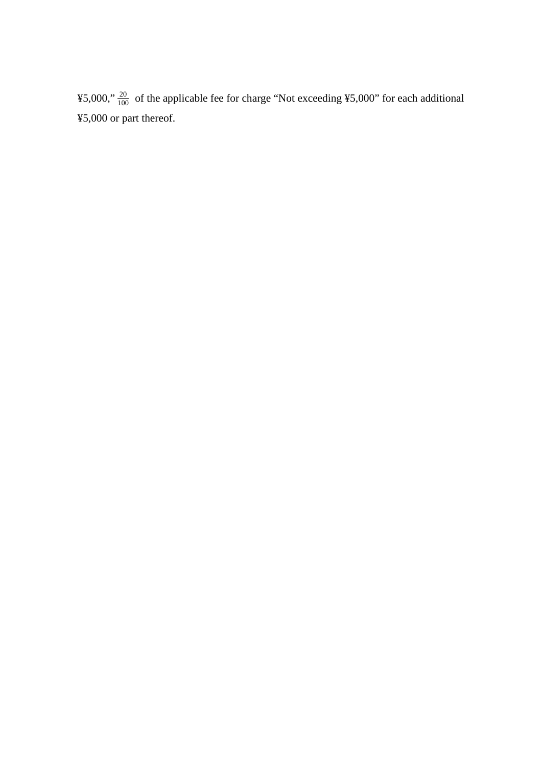¥5,000," $\frac{20}{100}$ of the applicable fee for charge "Not exceeding ¥5,000" for each additional ¥5,000 or part thereof.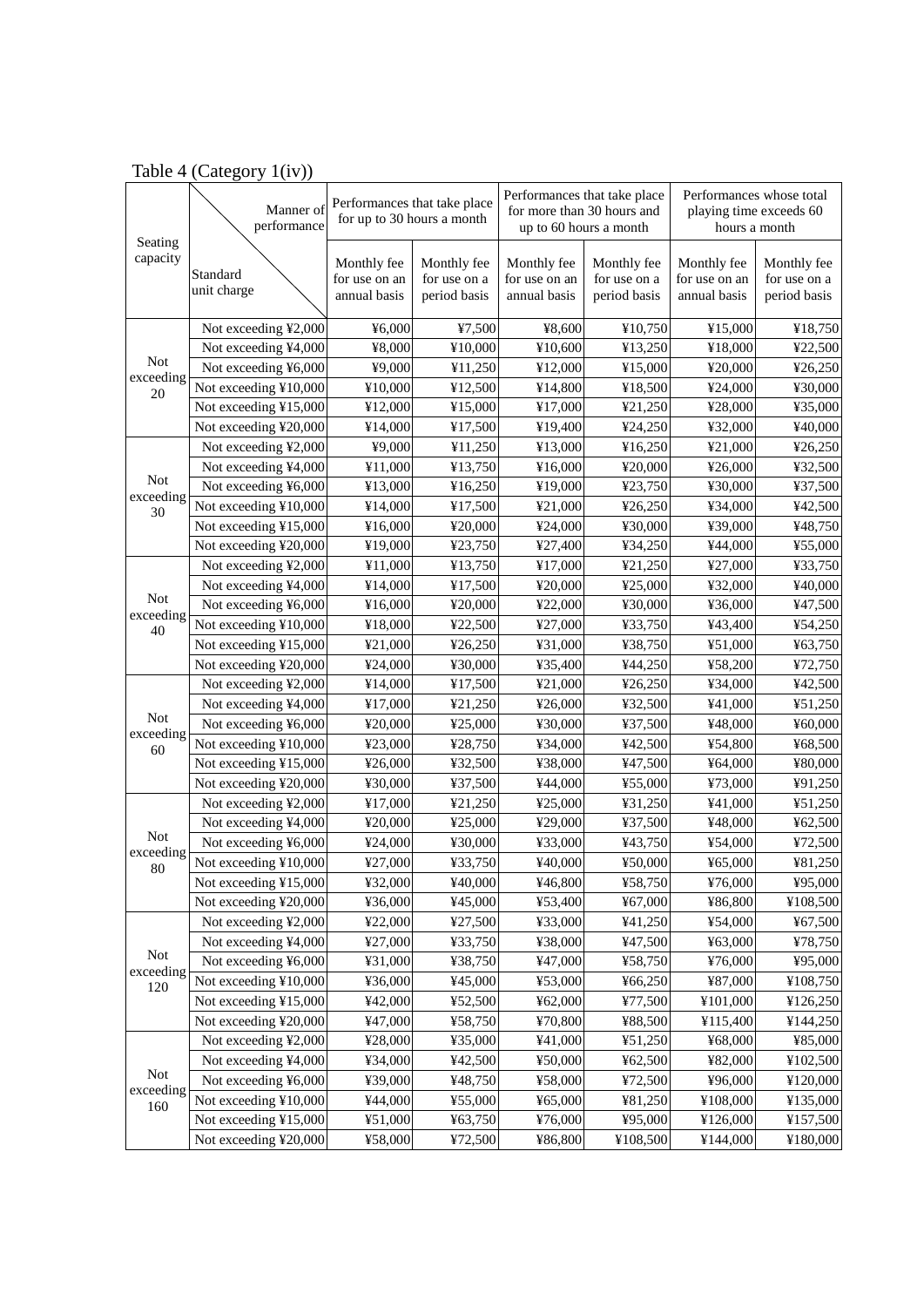Table 4 (Category 1(iv))

| Seating capacity | Manner of performance / Standard unit charge | Performances that take place for up to 30 hours a month | | Performances that take place for more than 30 hours and up to 60 hours a month | | Performances whose total playing time exceeds 60 hours a month | |
|---|---|---|---|---|---|---|---|
| | | Monthly fee for use on an annual basis | Monthly fee for use on a period basis | Monthly fee for use on an annual basis | Monthly fee for use on a period basis | Monthly fee for use on an annual basis | Monthly fee for use on a period basis |
| Not exceeding 20 | Not exceeding ¥2,000 | ¥6,000 | ¥7,500 | ¥8,600 | ¥10,750 | ¥15,000 | ¥18,750 |
| | Not exceeding ¥4,000 | ¥8,000 | ¥10,000 | ¥10,600 | ¥13,250 | ¥18,000 | ¥22,500 |
| | Not exceeding ¥6,000 | ¥9,000 | ¥11,250 | ¥12,000 | ¥15,000 | ¥20,000 | ¥26,250 |
| | Not exceeding ¥10,000 | ¥10,000 | ¥12,500 | ¥14,800 | ¥18,500 | ¥24,000 | ¥30,000 |
| | Not exceeding ¥15,000 | ¥12,000 | ¥15,000 | ¥17,000 | ¥21,250 | ¥28,000 | ¥35,000 |
| | Not exceeding ¥20,000 | ¥14,000 | ¥17,500 | ¥19,400 | ¥24,250 | ¥32,000 | ¥40,000 |
| Not exceeding 30 | Not exceeding ¥2,000 | ¥9,000 | ¥11,250 | ¥13,000 | ¥16,250 | ¥21,000 | ¥26,250 |
| | Not exceeding ¥4,000 | ¥11,000 | ¥13,750 | ¥16,000 | ¥20,000 | ¥26,000 | ¥32,500 |
| | Not exceeding ¥6,000 | ¥13,000 | ¥16,250 | ¥19,000 | ¥23,750 | ¥30,000 | ¥37,500 |
| | Not exceeding ¥10,000 | ¥14,000 | ¥17,500 | ¥21,000 | ¥26,250 | ¥34,000 | ¥42,500 |
| | Not exceeding ¥15,000 | ¥16,000 | ¥20,000 | ¥24,000 | ¥30,000 | ¥39,000 | ¥48,750 |
| | Not exceeding ¥20,000 | ¥19,000 | ¥23,750 | ¥27,400 | ¥34,250 | ¥44,000 | ¥55,000 |
| Not exceeding 40 | Not exceeding ¥2,000 | ¥11,000 | ¥13,750 | ¥17,000 | ¥21,250 | ¥27,000 | ¥33,750 |
| | Not exceeding ¥4,000 | ¥14,000 | ¥17,500 | ¥20,000 | ¥25,000 | ¥32,000 | ¥40,000 |
| | Not exceeding ¥6,000 | ¥16,000 | ¥20,000 | ¥22,000 | ¥30,000 | ¥36,000 | ¥47,500 |
| | Not exceeding ¥10,000 | ¥18,000 | ¥22,500 | ¥27,000 | ¥33,750 | ¥43,400 | ¥54,250 |
| | Not exceeding ¥15,000 | ¥21,000 | ¥26,250 | ¥31,000 | ¥38,750 | ¥51,000 | ¥63,750 |
| | Not exceeding ¥20,000 | ¥24,000 | ¥30,000 | ¥35,400 | ¥44,250 | ¥58,200 | ¥72,750 |
| Not exceeding 60 | Not exceeding ¥2,000 | ¥14,000 | ¥17,500 | ¥21,000 | ¥26,250 | ¥34,000 | ¥42,500 |
| | Not exceeding ¥4,000 | ¥17,000 | ¥21,250 | ¥26,000 | ¥32,500 | ¥41,000 | ¥51,250 |
| | Not exceeding ¥6,000 | ¥20,000 | ¥25,000 | ¥30,000 | ¥37,500 | ¥48,000 | ¥60,000 |
| | Not exceeding ¥10,000 | ¥23,000 | ¥28,750 | ¥34,000 | ¥42,500 | ¥54,800 | ¥68,500 |
| | Not exceeding ¥15,000 | ¥26,000 | ¥32,500 | ¥38,000 | ¥47,500 | ¥64,000 | ¥80,000 |
| | Not exceeding ¥20,000 | ¥30,000 | ¥37,500 | ¥44,000 | ¥55,000 | ¥73,000 | ¥91,250 |
| Not exceeding 80 | Not exceeding ¥2,000 | ¥17,000 | ¥21,250 | ¥25,000 | ¥31,250 | ¥41,000 | ¥51,250 |
| | Not exceeding ¥4,000 | ¥20,000 | ¥25,000 | ¥29,000 | ¥37,500 | ¥48,000 | ¥62,500 |
| | Not exceeding ¥6,000 | ¥24,000 | ¥30,000 | ¥33,000 | ¥43,750 | ¥54,000 | ¥72,500 |
| | Not exceeding ¥10,000 | ¥27,000 | ¥33,750 | ¥40,000 | ¥50,000 | ¥65,000 | ¥81,250 |
| | Not exceeding ¥15,000 | ¥32,000 | ¥40,000 | ¥46,800 | ¥58,750 | ¥76,000 | ¥95,000 |
| | Not exceeding ¥20,000 | ¥36,000 | ¥45,000 | ¥53,400 | ¥67,000 | ¥86,800 | ¥108,500 |
| Not exceeding 120 | Not exceeding ¥2,000 | ¥22,000 | ¥27,500 | ¥33,000 | ¥41,250 | ¥54,000 | ¥67,500 |
| | Not exceeding ¥4,000 | ¥27,000 | ¥33,750 | ¥38,000 | ¥47,500 | ¥63,000 | ¥78,750 |
| | Not exceeding ¥6,000 | ¥31,000 | ¥38,750 | ¥47,000 | ¥58,750 | ¥76,000 | ¥95,000 |
| | Not exceeding ¥10,000 | ¥36,000 | ¥45,000 | ¥53,000 | ¥66,250 | ¥87,000 | ¥108,750 |
| | Not exceeding ¥15,000 | ¥42,000 | ¥52,500 | ¥62,000 | ¥77,500 | ¥101,000 | ¥126,250 |
| | Not exceeding ¥20,000 | ¥47,000 | ¥58,750 | ¥70,800 | ¥88,500 | ¥115,400 | ¥144,250 |
| Not exceeding 160 | Not exceeding ¥2,000 | ¥28,000 | ¥35,000 | ¥41,000 | ¥51,250 | ¥68,000 | ¥85,000 |
| | Not exceeding ¥4,000 | ¥34,000 | ¥42,500 | ¥50,000 | ¥62,500 | ¥82,000 | ¥102,500 |
| | Not exceeding ¥6,000 | ¥39,000 | ¥48,750 | ¥58,000 | ¥72,500 | ¥96,000 | ¥120,000 |
| | Not exceeding ¥10,000 | ¥44,000 | ¥55,000 | ¥65,000 | ¥81,250 | ¥108,000 | ¥135,000 |
| | Not exceeding ¥15,000 | ¥51,000 | ¥63,750 | ¥76,000 | ¥95,000 | ¥126,000 | ¥157,500 |
| | Not exceeding ¥20,000 | ¥58,000 | ¥72,500 | ¥86,800 | ¥108,500 | ¥144,000 | ¥180,000 |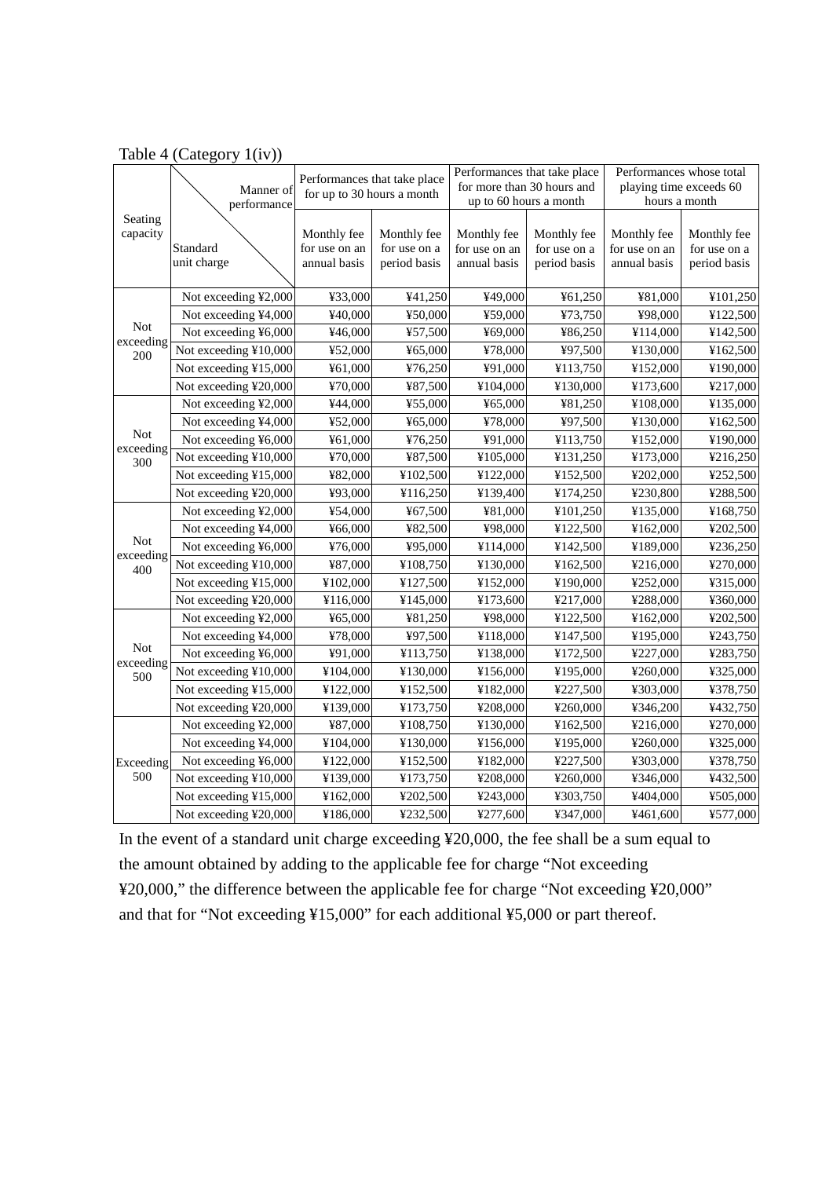Table 4 (Category 1(iv))

| Seating capacity | Manner of performance / Standard unit charge | Performances that take place for up to 30 hours a month | | Performances that take place for more than 30 hours and up to 60 hours a month | | Performances whose total playing time exceeds 60 hours a month | |
|---|---|---|---|---|---|---|---|
| | | Monthly fee for use on an annual basis | Monthly fee for use on a period basis | Monthly fee for use on an annual basis | Monthly fee for use on a period basis | Monthly fee for use on an annual basis | Monthly fee for use on a period basis |
| Not exceeding 200 | Not exceeding ¥2,000 | ¥33,000 | ¥41,250 | ¥49,000 | ¥61,250 | ¥81,000 | ¥101,250 |
| | Not exceeding ¥4,000 | ¥40,000 | ¥50,000 | ¥59,000 | ¥73,750 | ¥98,000 | ¥122,500 |
| | Not exceeding ¥6,000 | ¥46,000 | ¥57,500 | ¥69,000 | ¥86,250 | ¥114,000 | ¥142,500 |
| | Not exceeding ¥10,000 | ¥52,000 | ¥65,000 | ¥78,000 | ¥97,500 | ¥130,000 | ¥162,500 |
| | Not exceeding ¥15,000 | ¥61,000 | ¥76,250 | ¥91,000 | ¥113,750 | ¥152,000 | ¥190,000 |
| | Not exceeding ¥20,000 | ¥70,000 | ¥87,500 | ¥104,000 | ¥130,000 | ¥173,600 | ¥217,000 |
| Not exceeding 300 | Not exceeding ¥2,000 | ¥44,000 | ¥55,000 | ¥65,000 | ¥81,250 | ¥108,000 | ¥135,000 |
| | Not exceeding ¥4,000 | ¥52,000 | ¥65,000 | ¥78,000 | ¥97,500 | ¥130,000 | ¥162,500 |
| | Not exceeding ¥6,000 | ¥61,000 | ¥76,250 | ¥91,000 | ¥113,750 | ¥152,000 | ¥190,000 |
| | Not exceeding ¥10,000 | ¥70,000 | ¥87,500 | ¥105,000 | ¥131,250 | ¥173,000 | ¥216,250 |
| | Not exceeding ¥15,000 | ¥82,000 | ¥102,500 | ¥122,000 | ¥152,500 | ¥202,000 | ¥252,500 |
| | Not exceeding ¥20,000 | ¥93,000 | ¥116,250 | ¥139,400 | ¥174,250 | ¥230,800 | ¥288,500 |
| Not exceeding 400 | Not exceeding ¥2,000 | ¥54,000 | ¥67,500 | ¥81,000 | ¥101,250 | ¥135,000 | ¥168,750 |
| | Not exceeding ¥4,000 | ¥66,000 | ¥82,500 | ¥98,000 | ¥122,500 | ¥162,000 | ¥202,500 |
| | Not exceeding ¥6,000 | ¥76,000 | ¥95,000 | ¥114,000 | ¥142,500 | ¥189,000 | ¥236,250 |
| | Not exceeding ¥10,000 | ¥87,000 | ¥108,750 | ¥130,000 | ¥162,500 | ¥216,000 | ¥270,000 |
| | Not exceeding ¥15,000 | ¥102,000 | ¥127,500 | ¥152,000 | ¥190,000 | ¥252,000 | ¥315,000 |
| | Not exceeding ¥20,000 | ¥116,000 | ¥145,000 | ¥173,600 | ¥217,000 | ¥288,000 | ¥360,000 |
| Not exceeding 500 | Not exceeding ¥2,000 | ¥65,000 | ¥81,250 | ¥98,000 | ¥122,500 | ¥162,000 | ¥202,500 |
| | Not exceeding ¥4,000 | ¥78,000 | ¥97,500 | ¥118,000 | ¥147,500 | ¥195,000 | ¥243,750 |
| | Not exceeding ¥6,000 | ¥91,000 | ¥113,750 | ¥138,000 | ¥172,500 | ¥227,000 | ¥283,750 |
| | Not exceeding ¥10,000 | ¥104,000 | ¥130,000 | ¥156,000 | ¥195,000 | ¥260,000 | ¥325,000 |
| | Not exceeding ¥15,000 | ¥122,000 | ¥152,500 | ¥182,000 | ¥227,500 | ¥303,000 | ¥378,750 |
| | Not exceeding ¥20,000 | ¥139,000 | ¥173,750 | ¥208,000 | ¥260,000 | ¥346,200 | ¥432,750 |
| Exceeding 500 | Not exceeding ¥2,000 | ¥87,000 | ¥108,750 | ¥130,000 | ¥162,500 | ¥216,000 | ¥270,000 |
| | Not exceeding ¥4,000 | ¥104,000 | ¥130,000 | ¥156,000 | ¥195,000 | ¥260,000 | ¥325,000 |
| | Not exceeding ¥6,000 | ¥122,000 | ¥152,500 | ¥182,000 | ¥227,500 | ¥303,000 | ¥378,750 |
| | Not exceeding ¥10,000 | ¥139,000 | ¥173,750 | ¥208,000 | ¥260,000 | ¥346,000 | ¥432,500 |
| | Not exceeding ¥15,000 | ¥162,000 | ¥202,500 | ¥243,000 | ¥303,750 | ¥404,000 | ¥505,000 |
| | Not exceeding ¥20,000 | ¥186,000 | ¥232,500 | ¥277,600 | ¥347,000 | ¥461,600 | ¥577,000 |

In the event of a standard unit charge exceeding ¥20,000, the fee shall be a sum equal to the amount obtained by adding to the applicable fee for charge "Not exceeding ¥20,000," the difference between the applicable fee for charge "Not exceeding ¥20,000" and that for "Not exceeding ¥15,000" for each additional ¥5,000 or part thereof.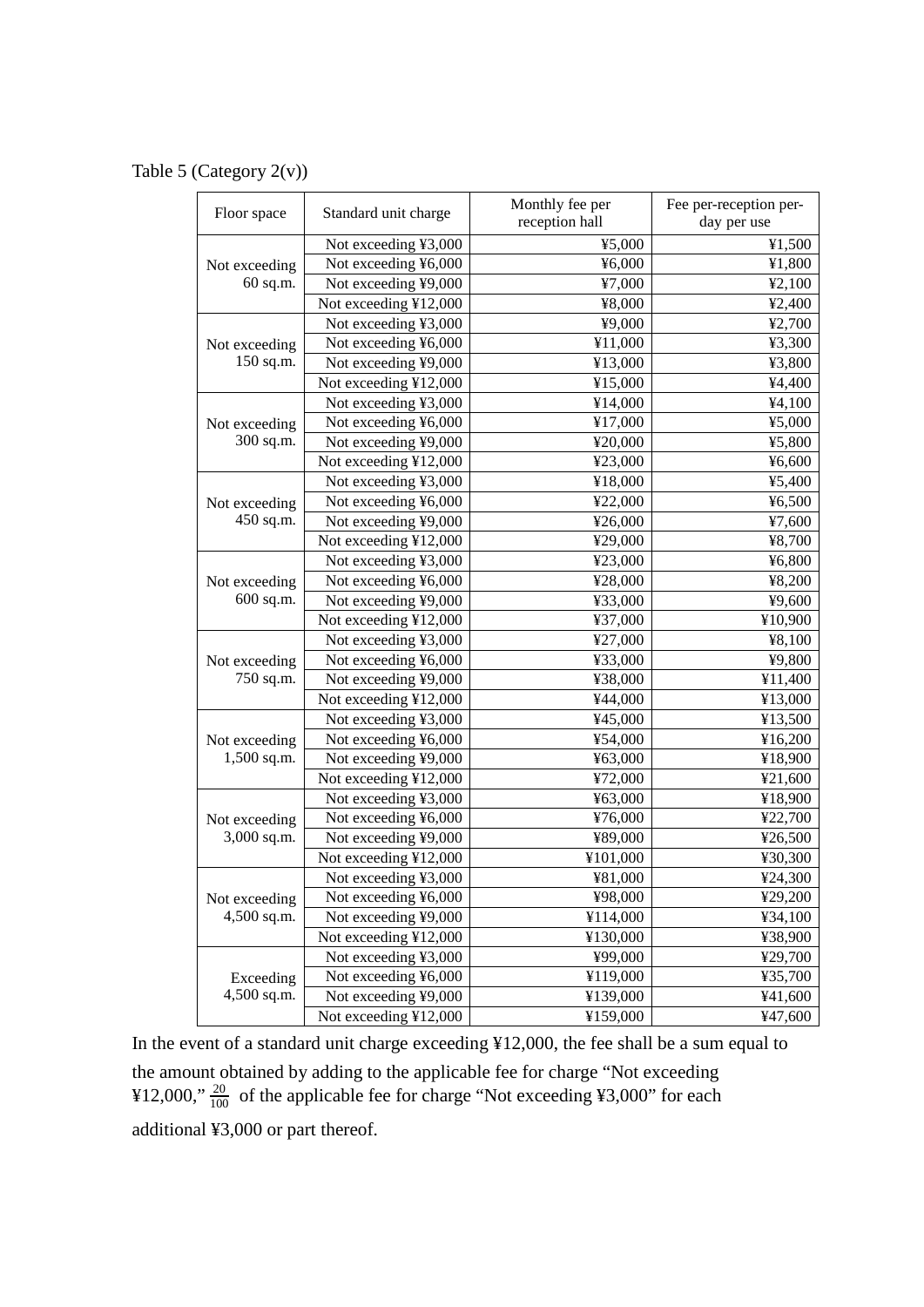Table 5 (Category 2(v))

| Floor space | Standard unit charge | Monthly fee per reception hall | Fee per-reception per-day per use |
|---|---|---|---|
| Not exceeding 60 sq.m. | Not exceeding ¥3,000 | ¥5,000 | ¥1,500 |
| | Not exceeding ¥6,000 | ¥6,000 | ¥1,800 |
| | Not exceeding ¥9,000 | ¥7,000 | ¥2,100 |
| | Not exceeding ¥12,000 | ¥8,000 | ¥2,400 |
| Not exceeding 150 sq.m. | Not exceeding ¥3,000 | ¥9,000 | ¥2,700 |
| | Not exceeding ¥6,000 | ¥11,000 | ¥3,300 |
| | Not exceeding ¥9,000 | ¥13,000 | ¥3,800 |
| | Not exceeding ¥12,000 | ¥15,000 | ¥4,400 |
| Not exceeding 300 sq.m. | Not exceeding ¥3,000 | ¥14,000 | ¥4,100 |
| | Not exceeding ¥6,000 | ¥17,000 | ¥5,000 |
| | Not exceeding ¥9,000 | ¥20,000 | ¥5,800 |
| | Not exceeding ¥12,000 | ¥23,000 | ¥6,600 |
| Not exceeding 450 sq.m. | Not exceeding ¥3,000 | ¥18,000 | ¥5,400 |
| | Not exceeding ¥6,000 | ¥22,000 | ¥6,500 |
| | Not exceeding ¥9,000 | ¥26,000 | ¥7,600 |
| | Not exceeding ¥12,000 | ¥29,000 | ¥8,700 |
| Not exceeding 600 sq.m. | Not exceeding ¥3,000 | ¥23,000 | ¥6,800 |
| | Not exceeding ¥6,000 | ¥28,000 | ¥8,200 |
| | Not exceeding ¥9,000 | ¥33,000 | ¥9,600 |
| | Not exceeding ¥12,000 | ¥37,000 | ¥10,900 |
| Not exceeding 750 sq.m. | Not exceeding ¥3,000 | ¥27,000 | ¥8,100 |
| | Not exceeding ¥6,000 | ¥33,000 | ¥9,800 |
| | Not exceeding ¥9,000 | ¥38,000 | ¥11,400 |
| | Not exceeding ¥12,000 | ¥44,000 | ¥13,000 |
| Not exceeding 1,500 sq.m. | Not exceeding ¥3,000 | ¥45,000 | ¥13,500 |
| | Not exceeding ¥6,000 | ¥54,000 | ¥16,200 |
| | Not exceeding ¥9,000 | ¥63,000 | ¥18,900 |
| | Not exceeding ¥12,000 | ¥72,000 | ¥21,600 |
| Not exceeding 3,000 sq.m. | Not exceeding ¥3,000 | ¥63,000 | ¥18,900 |
| | Not exceeding ¥6,000 | ¥76,000 | ¥22,700 |
| | Not exceeding ¥9,000 | ¥89,000 | ¥26,500 |
| | Not exceeding ¥12,000 | ¥101,000 | ¥30,300 |
| Not exceeding 4,500 sq.m. | Not exceeding ¥3,000 | ¥81,000 | ¥24,300 |
| | Not exceeding ¥6,000 | ¥98,000 | ¥29,200 |
| | Not exceeding ¥9,000 | ¥114,000 | ¥34,100 |
| | Not exceeding ¥12,000 | ¥130,000 | ¥38,900 |
| Exceeding 4,500 sq.m. | Not exceeding ¥3,000 | ¥99,000 | ¥29,700 |
| | Not exceeding ¥6,000 | ¥119,000 | ¥35,700 |
| | Not exceeding ¥9,000 | ¥139,000 | ¥41,600 |
| | Not exceeding ¥12,000 | ¥159,000 | ¥47,600 |

In the event of a standard unit charge exceeding ¥12,000, the fee shall be a sum equal to the amount obtained by adding to the applicable fee for charge "Not exceeding ¥12,000," $\frac{20}{100}$ of the applicable fee for charge "Not exceeding ¥3,000" for each additional ¥3,000 or part thereof.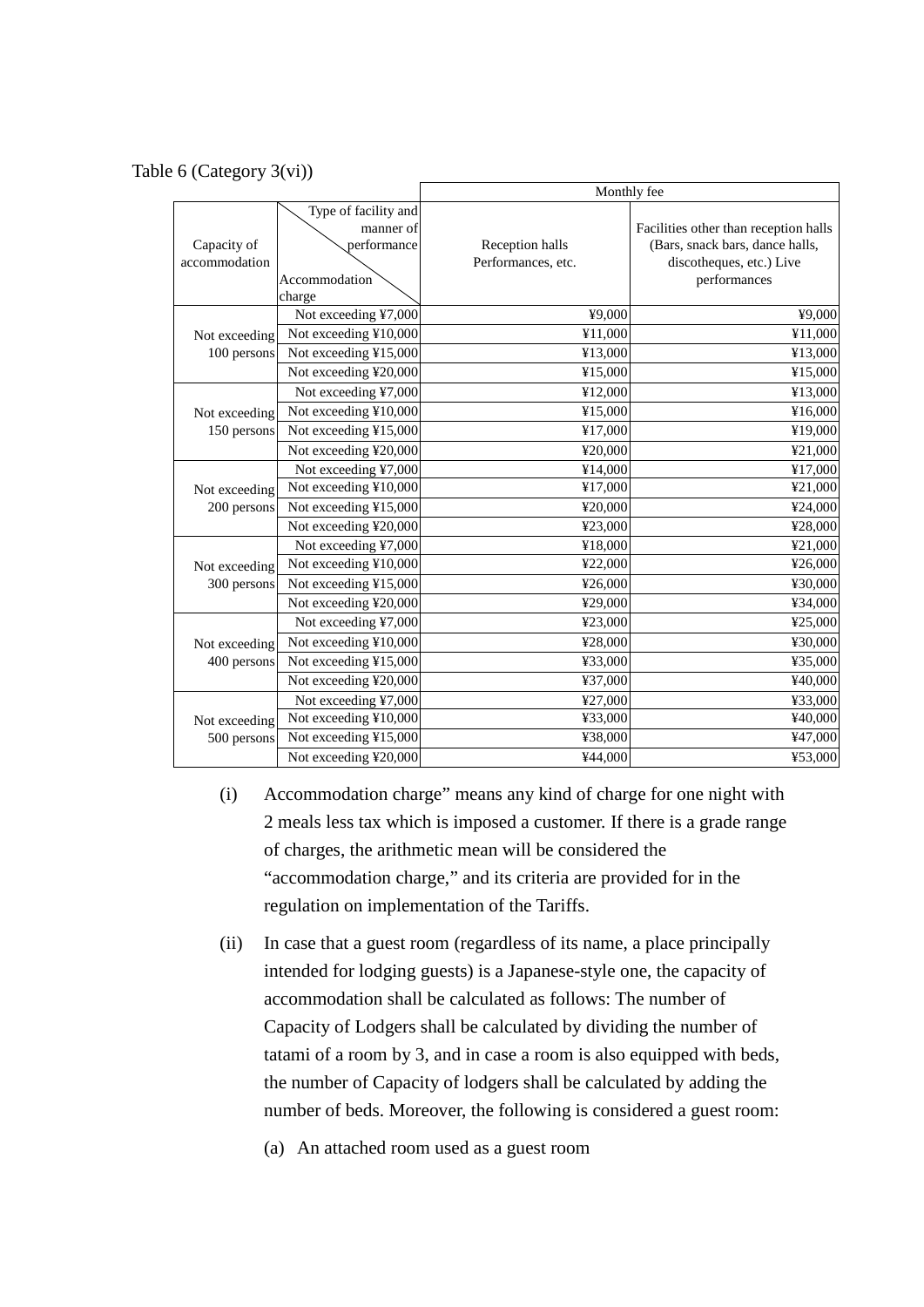Table 6 (Category 3(vi))

| Capacity of accommodation | Type of facility and manner of performance / Accommodation charge | Monthly fee | |
|---|---|---|---|
| | | Reception halls Performances, etc. | Facilities other than reception halls (Bars, snack bars, dance halls, discotheques, etc.) Live performances |
| Not exceeding 100 persons | Not exceeding ¥7,000 | ¥9,000 | ¥9,000 |
| | Not exceeding ¥10,000 | ¥11,000 | ¥11,000 |
| | Not exceeding ¥15,000 | ¥13,000 | ¥13,000 |
| | Not exceeding ¥20,000 | ¥15,000 | ¥15,000 |
| Not exceeding 150 persons | Not exceeding ¥7,000 | ¥12,000 | ¥13,000 |
| | Not exceeding ¥10,000 | ¥15,000 | ¥16,000 |
| | Not exceeding ¥15,000 | ¥17,000 | ¥19,000 |
| | Not exceeding ¥20,000 | ¥20,000 | ¥21,000 |
| Not exceeding 200 persons | Not exceeding ¥7,000 | ¥14,000 | ¥17,000 |
| | Not exceeding ¥10,000 | ¥17,000 | ¥21,000 |
| | Not exceeding ¥15,000 | ¥20,000 | ¥24,000 |
| | Not exceeding ¥20,000 | ¥23,000 | ¥28,000 |
| Not exceeding 300 persons | Not exceeding ¥7,000 | ¥18,000 | ¥21,000 |
| | Not exceeding ¥10,000 | ¥22,000 | ¥26,000 |
| | Not exceeding ¥15,000 | ¥26,000 | ¥30,000 |
| | Not exceeding ¥20,000 | ¥29,000 | ¥34,000 |
| Not exceeding 400 persons | Not exceeding ¥7,000 | ¥23,000 | ¥25,000 |
| | Not exceeding ¥10,000 | ¥28,000 | ¥30,000 |
| | Not exceeding ¥15,000 | ¥33,000 | ¥35,000 |
| | Not exceeding ¥20,000 | ¥37,000 | ¥40,000 |
| Not exceeding 500 persons | Not exceeding ¥7,000 | ¥27,000 | ¥33,000 |
| | Not exceeding ¥10,000 | ¥33,000 | ¥40,000 |
| | Not exceeding ¥15,000 | ¥38,000 | ¥47,000 |
| | Not exceeding ¥20,000 | ¥44,000 | ¥53,000 |

(i) Accommodation charge" means any kind of charge for one night with 2 meals less tax which is imposed a customer. If there is a grade range of charges, the arithmetic mean will be considered the "accommodation charge," and its criteria are provided for in the regulation on implementation of the Tariffs.

(ii) In case that a guest room (regardless of its name, a place principally intended for lodging guests) is a Japanese-style one, the capacity of accommodation shall be calculated as follows: The number of Capacity of Lodgers shall be calculated by dividing the number of tatami of a room by 3, and in case a room is also equipped with beds, the number of Capacity of lodgers shall be calculated by adding the number of beds. Moreover, the following is considered a guest room:

(a) An attached room used as a guest room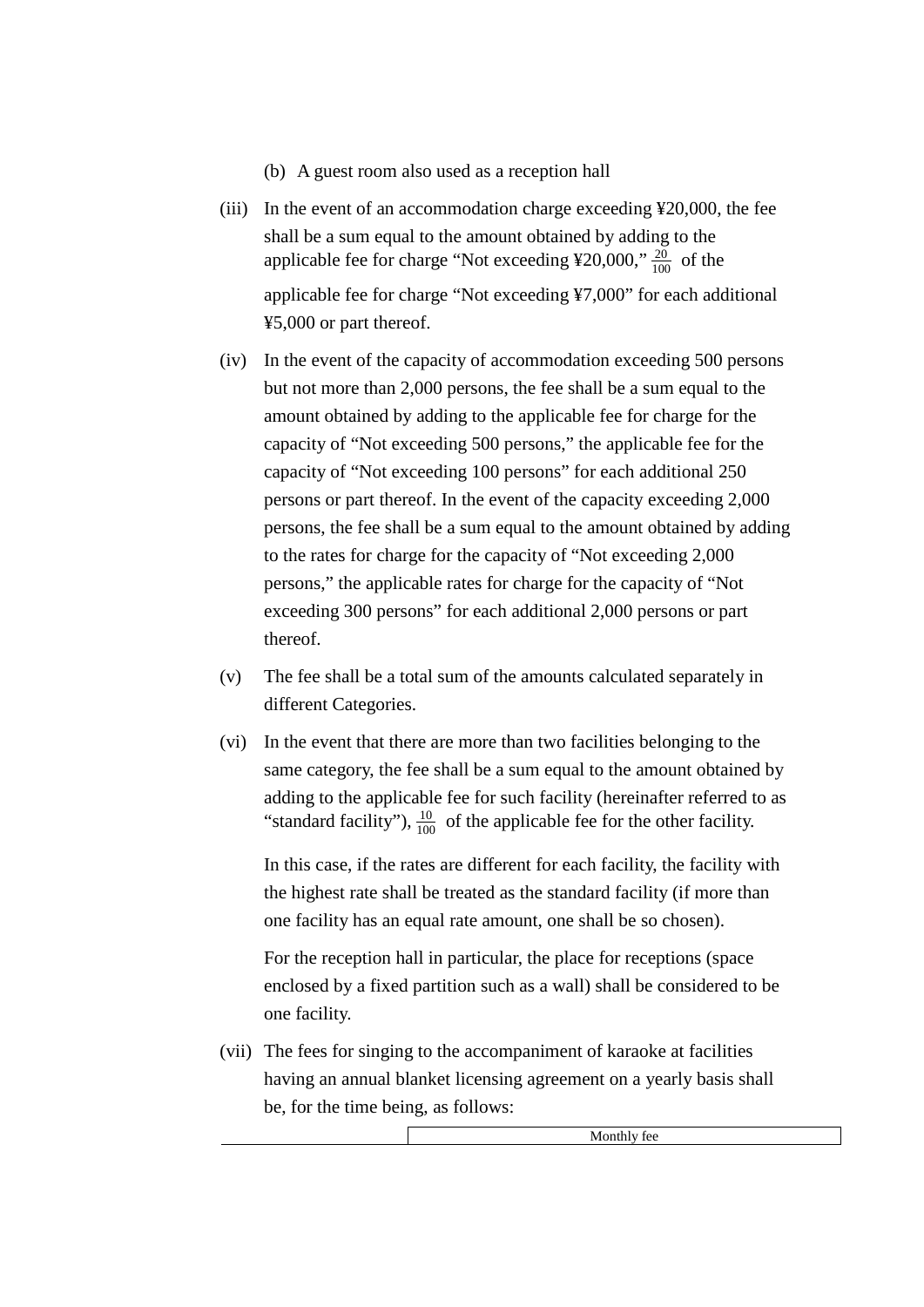(b) A guest room also used as a reception hall

(iii) In the event of an accommodation charge exceeding ¥20,000, the fee shall be a sum equal to the amount obtained by adding to the applicable fee for charge "Not exceeding ¥20,000," $\frac{20}{100}$ of the applicable fee for charge "Not exceeding ¥7,000" for each additional ¥5,000 or part thereof.

(iv) In the event of the capacity of accommodation exceeding 500 persons but not more than 2,000 persons, the fee shall be a sum equal to the amount obtained by adding to the applicable fee for charge for the capacity of "Not exceeding 500 persons," the applicable fee for the capacity of "Not exceeding 100 persons" for each additional 250 persons or part thereof. In the event of the capacity exceeding 2,000 persons, the fee shall be a sum equal to the amount obtained by adding to the rates for charge for the capacity of "Not exceeding 2,000 persons," the applicable rates for charge for the capacity of "Not exceeding 300 persons" for each additional 2,000 persons or part thereof.

(v) The fee shall be a total sum of the amounts calculated separately in different Categories.

(vi) In the event that there are more than two facilities belonging to the same category, the fee shall be a sum equal to the amount obtained by adding to the applicable fee for such facility (hereinafter referred to as "standard facility"), $\frac{10}{100}$ of the applicable fee for the other facility.

In this case, if the rates are different for each facility, the facility with the highest rate shall be treated as the standard facility (if more than one facility has an equal rate amount, one shall be so chosen).

For the reception hall in particular, the place for receptions (space enclosed by a fixed partition such as a wall) shall be considered to be one facility.

(vii) The fees for singing to the accompaniment of karaoke at facilities having an annual blanket licensing agreement on a yearly basis shall be, for the time being, as follows:

| | Monthly fee |
|---|---|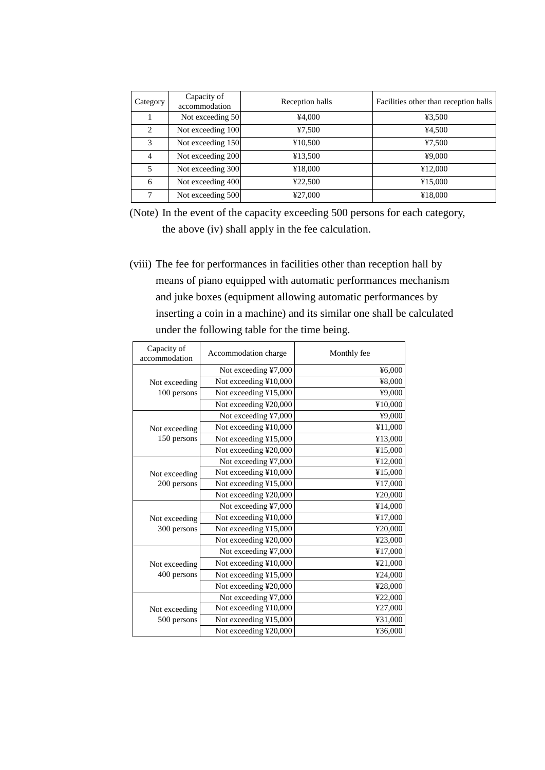| Category | Capacity of accommodation | Reception halls | Facilities other than reception halls |
|---|---|---|---|
| 1 | Not exceeding 50 | ¥4,000 | ¥3,500 |
| 2 | Not exceeding 100 | ¥7,500 | ¥4,500 |
| 3 | Not exceeding 150 | ¥10,500 | ¥7,500 |
| 4 | Not exceeding 200 | ¥13,500 | ¥9,000 |
| 5 | Not exceeding 300 | ¥18,000 | ¥12,000 |
| 6 | Not exceeding 400 | ¥22,500 | ¥15,000 |
| 7 | Not exceeding 500 | ¥27,000 | ¥18,000 |

(Note) In the event of the capacity exceeding 500 persons for each category, the above (iv) shall apply in the fee calculation.

(viii) The fee for performances in facilities other than reception hall by means of piano equipped with automatic performances mechanism and juke boxes (equipment allowing automatic performances by inserting a coin in a machine) and its similar one shall be calculated under the following table for the time being.

| Capacity of accommodation | Accommodation charge | Monthly fee |
|---|---|---|
| Not exceeding 100 persons | Not exceeding ¥7,000 | ¥6,000 |
| | Not exceeding ¥10,000 | ¥8,000 |
| | Not exceeding ¥15,000 | ¥9,000 |
| | Not exceeding ¥20,000 | ¥10,000 |
| Not exceeding 150 persons | Not exceeding ¥7,000 | ¥9,000 |
| | Not exceeding ¥10,000 | ¥11,000 |
| | Not exceeding ¥15,000 | ¥13,000 |
| | Not exceeding ¥20,000 | ¥15,000 |
| Not exceeding 200 persons | Not exceeding ¥7,000 | ¥12,000 |
| | Not exceeding ¥10,000 | ¥15,000 |
| | Not exceeding ¥15,000 | ¥17,000 |
| | Not exceeding ¥20,000 | ¥20,000 |
| Not exceeding 300 persons | Not exceeding ¥7,000 | ¥14,000 |
| | Not exceeding ¥10,000 | ¥17,000 |
| | Not exceeding ¥15,000 | ¥20,000 |
| | Not exceeding ¥20,000 | ¥23,000 |
| Not exceeding 400 persons | Not exceeding ¥7,000 | ¥17,000 |
| | Not exceeding ¥10,000 | ¥21,000 |
| | Not exceeding ¥15,000 | ¥24,000 |
| | Not exceeding ¥20,000 | ¥28,000 |
| Not exceeding 500 persons | Not exceeding ¥7,000 | ¥22,000 |
| | Not exceeding ¥10,000 | ¥27,000 |
| | Not exceeding ¥15,000 | ¥31,000 |
| | Not exceeding ¥20,000 | ¥36,000 |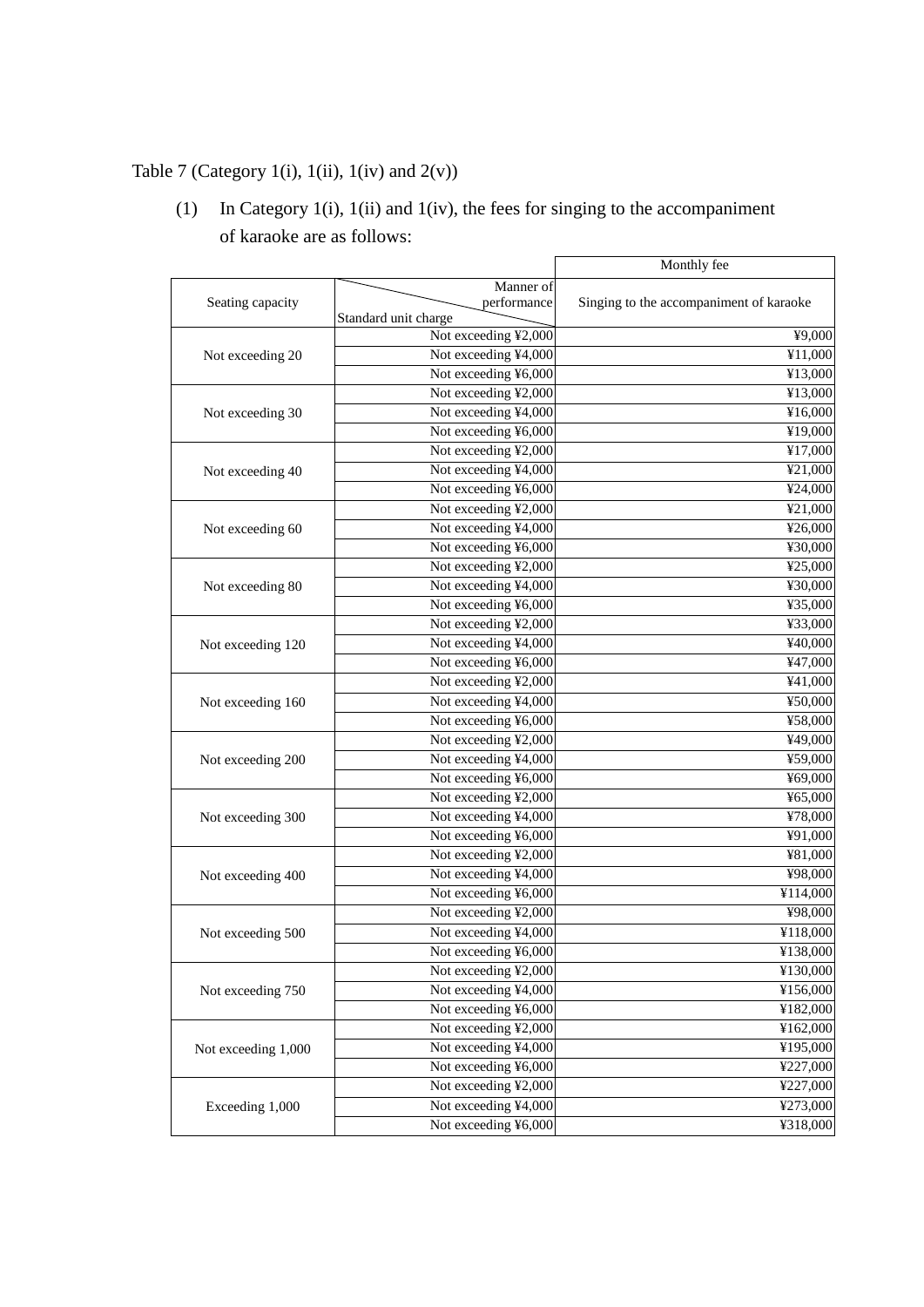Table 7 (Category 1(i), 1(ii), 1(iv) and 2(v))

(1) In Category 1(i), 1(ii) and 1(iv), the fees for singing to the accompaniment of karaoke are as follows:

| Seating capacity | Manner of performance / Standard unit charge | Monthly fee: Singing to the accompaniment of karaoke |
|---|---|---|
| Not exceeding 20 | Not exceeding ¥2,000 | ¥9,000 |
| | Not exceeding ¥4,000 | ¥11,000 |
| | Not exceeding ¥6,000 | ¥13,000 |
| Not exceeding 30 | Not exceeding ¥2,000 | ¥13,000 |
| | Not exceeding ¥4,000 | ¥16,000 |
| | Not exceeding ¥6,000 | ¥19,000 |
| Not exceeding 40 | Not exceeding ¥2,000 | ¥17,000 |
| | Not exceeding ¥4,000 | ¥21,000 |
| | Not exceeding ¥6,000 | ¥24,000 |
| Not exceeding 60 | Not exceeding ¥2,000 | ¥21,000 |
| | Not exceeding ¥4,000 | ¥26,000 |
| | Not exceeding ¥6,000 | ¥30,000 |
| Not exceeding 80 | Not exceeding ¥2,000 | ¥25,000 |
| | Not exceeding ¥4,000 | ¥30,000 |
| | Not exceeding ¥6,000 | ¥35,000 |
| Not exceeding 120 | Not exceeding ¥2,000 | ¥33,000 |
| | Not exceeding ¥4,000 | ¥40,000 |
| | Not exceeding ¥6,000 | ¥47,000 |
| Not exceeding 160 | Not exceeding ¥2,000 | ¥41,000 |
| | Not exceeding ¥4,000 | ¥50,000 |
| | Not exceeding ¥6,000 | ¥58,000 |
| Not exceeding 200 | Not exceeding ¥2,000 | ¥49,000 |
| | Not exceeding ¥4,000 | ¥59,000 |
| | Not exceeding ¥6,000 | ¥69,000 |
| Not exceeding 300 | Not exceeding ¥2,000 | ¥65,000 |
| | Not exceeding ¥4,000 | ¥78,000 |
| | Not exceeding ¥6,000 | ¥91,000 |
| Not exceeding 400 | Not exceeding ¥2,000 | ¥81,000 |
| | Not exceeding ¥4,000 | ¥98,000 |
| | Not exceeding ¥6,000 | ¥114,000 |
| Not exceeding 500 | Not exceeding ¥2,000 | ¥98,000 |
| | Not exceeding ¥4,000 | ¥118,000 |
| | Not exceeding ¥6,000 | ¥138,000 |
| Not exceeding 750 | Not exceeding ¥2,000 | ¥130,000 |
| | Not exceeding ¥4,000 | ¥156,000 |
| | Not exceeding ¥6,000 | ¥182,000 |
| Not exceeding 1,000 | Not exceeding ¥2,000 | ¥162,000 |
| | Not exceeding ¥4,000 | ¥195,000 |
| | Not exceeding ¥6,000 | ¥227,000 |
| Exceeding 1,000 | Not exceeding ¥2,000 | ¥227,000 |
| | Not exceeding ¥4,000 | ¥273,000 |
| | Not exceeding ¥6,000 | ¥318,000 |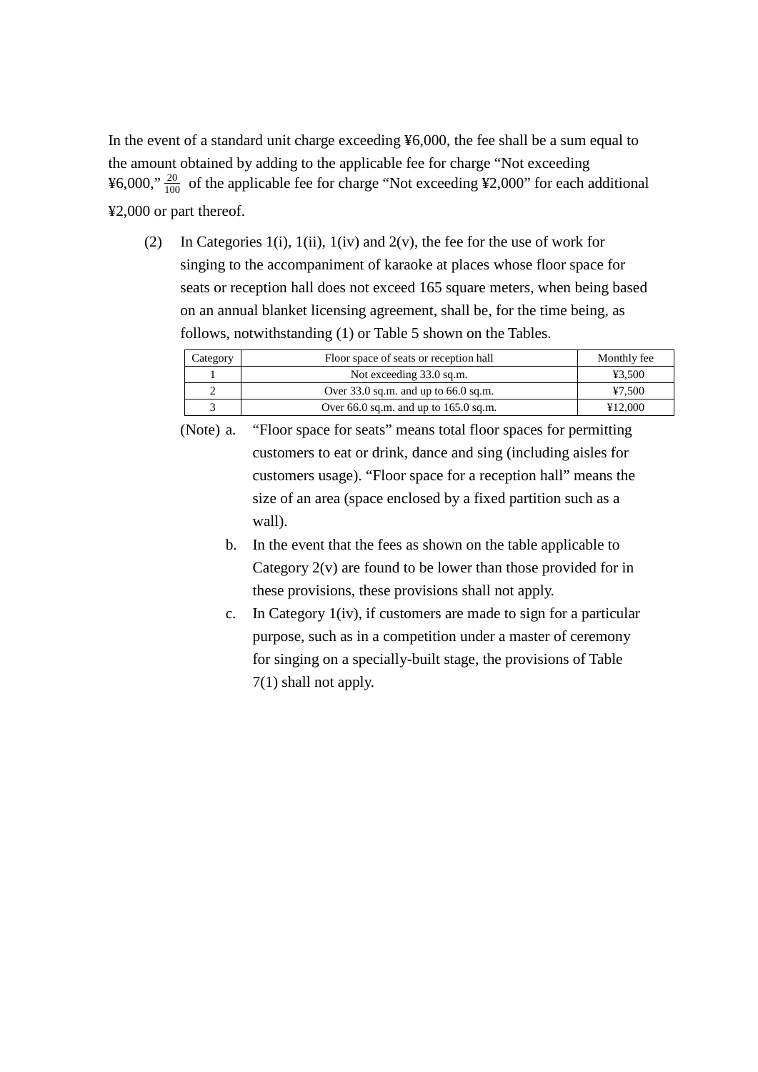In the event of a standard unit charge exceeding ¥6,000, the fee shall be a sum equal to the amount obtained by adding to the applicable fee for charge “Not exceeding ¥6,000,” $\frac{20}{100}$ of the applicable fee for charge “Not exceeding ¥2,000” for each additional ¥2,000 or part thereof.

(2) In Categories 1(i), 1(ii), 1(iv) and 2(v), the fee for the use of work for singing to the accompaniment of karaoke at places whose floor space for seats or reception hall does not exceed 165 square meters, when being based on an annual blanket licensing agreement, shall be, for the time being, as follows, notwithstanding (1) or Table 5 shown on the Tables.

| Category | Floor space of seats or reception hall | Monthly fee |
|---|---|---|
| 1 | Not exceeding 33.0 sq.m. | ¥3,500 |
| 2 | Over 33.0 sq.m. and up to 66.0 sq.m. | ¥7,500 |
| 3 | Over 66.0 sq.m. and up to 165.0 sq.m. | ¥12,000 |

(Note) a. “Floor space for seats” means total floor spaces for permitting customers to eat or drink, dance and sing (including aisles for customers usage). “Floor space for a reception hall” means the size of an area (space enclosed by a fixed partition such as a wall).

b. In the event that the fees as shown on the table applicable to Category 2(v) are found to be lower than those provided for in these provisions, these provisions shall not apply.

c. In Category 1(iv), if customers are made to sign for a particular purpose, such as in a competition under a master of ceremony for singing on a specially-built stage, the provisions of Table 7(1) shall not apply.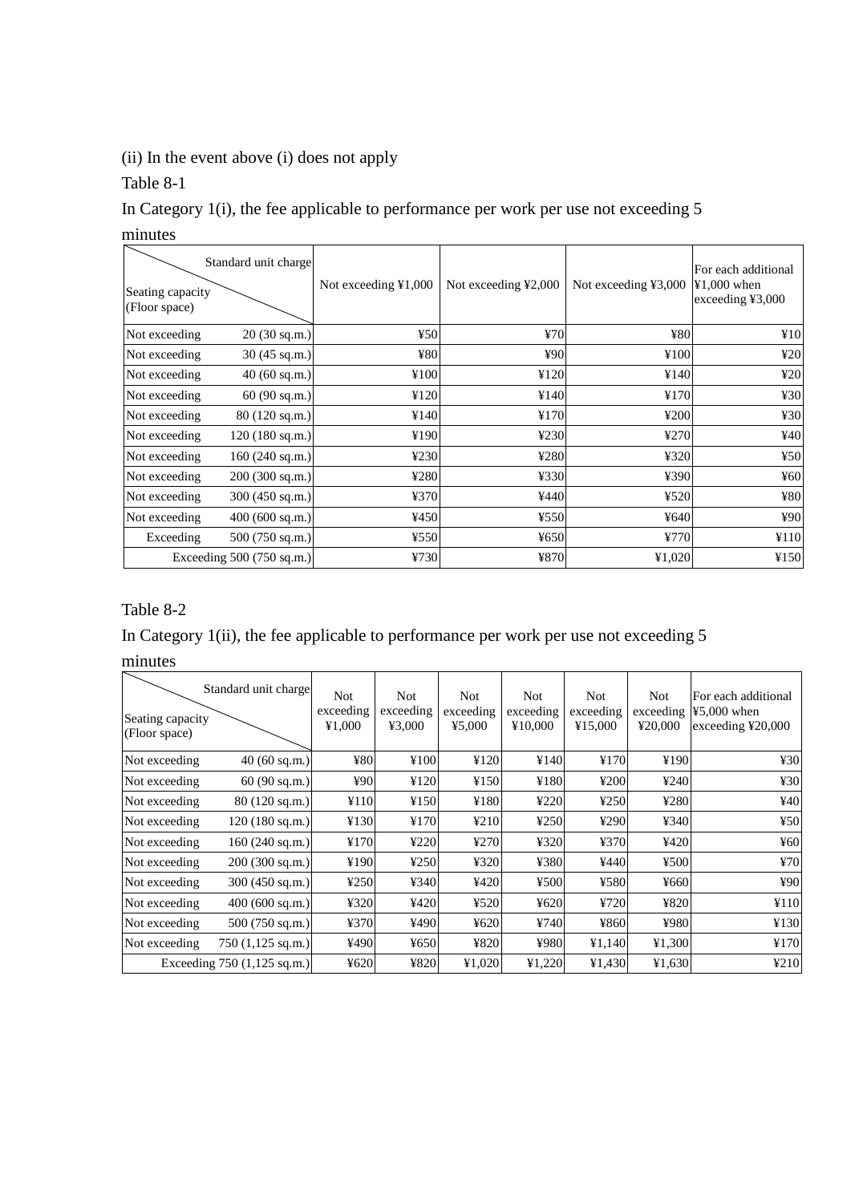(ii) In the event above (i) does not apply

Table 8-1

In Category 1(i), the fee applicable to performance per work per use not exceeding 5 minutes

| Seating capacity (Floor space) \ Standard unit charge | Not exceeding ¥1,000 | Not exceeding ¥2,000 | Not exceeding ¥3,000 | For each additional ¥1,000 when exceeding ¥3,000 |
|---|---|---|---|---|
| Not exceeding 20 (30 sq.m.) | ¥50 | ¥70 | ¥80 | ¥10 |
| Not exceeding 30 (45 sq.m.) | ¥80 | ¥90 | ¥100 | ¥20 |
| Not exceeding 40 (60 sq.m.) | ¥100 | ¥120 | ¥140 | ¥20 |
| Not exceeding 60 (90 sq.m.) | ¥120 | ¥140 | ¥170 | ¥30 |
| Not exceeding 80 (120 sq.m.) | ¥140 | ¥170 | ¥200 | ¥30 |
| Not exceeding 120 (180 sq.m.) | ¥190 | ¥230 | ¥270 | ¥40 |
| Not exceeding 160 (240 sq.m.) | ¥230 | ¥280 | ¥320 | ¥50 |
| Not exceeding 200 (300 sq.m.) | ¥280 | ¥330 | ¥390 | ¥60 |
| Not exceeding 300 (450 sq.m.) | ¥370 | ¥440 | ¥520 | ¥80 |
| Not exceeding 400 (600 sq.m.) | ¥450 | ¥550 | ¥640 | ¥90 |
| Exceeding 500 (750 sq.m.) | ¥550 | ¥650 | ¥770 | ¥110 |
| Exceeding 500 (750 sq.m.) | ¥730 | ¥870 | ¥1,020 | ¥150 |

Table 8-2

In Category 1(ii), the fee applicable to performance per work per use not exceeding 5 minutes

| Seating capacity (Floor space) \ Standard unit charge | Not exceeding ¥1,000 | Not exceeding ¥3,000 | Not exceeding ¥5,000 | Not exceeding ¥10,000 | Not exceeding ¥15,000 | Not exceeding ¥20,000 | For each additional ¥5,000 when exceeding ¥20,000 |
|---|---|---|---|---|---|---|---|
| Not exceeding 40 (60 sq.m.) | ¥80 | ¥100 | ¥120 | ¥140 | ¥170 | ¥190 | ¥30 |
| Not exceeding 60 (90 sq.m.) | ¥90 | ¥120 | ¥150 | ¥180 | ¥200 | ¥240 | ¥30 |
| Not exceeding 80 (120 sq.m.) | ¥110 | ¥150 | ¥180 | ¥220 | ¥250 | ¥280 | ¥40 |
| Not exceeding 120 (180 sq.m.) | ¥130 | ¥170 | ¥210 | ¥250 | ¥290 | ¥340 | ¥50 |
| Not exceeding 160 (240 sq.m.) | ¥170 | ¥220 | ¥270 | ¥320 | ¥370 | ¥420 | ¥60 |
| Not exceeding 200 (300 sq.m.) | ¥190 | ¥250 | ¥320 | ¥380 | ¥440 | ¥500 | ¥70 |
| Not exceeding 300 (450 sq.m.) | ¥250 | ¥340 | ¥420 | ¥500 | ¥580 | ¥660 | ¥90 |
| Not exceeding 400 (600 sq.m.) | ¥320 | ¥420 | ¥520 | ¥620 | ¥720 | ¥820 | ¥110 |
| Not exceeding 500 (750 sq.m.) | ¥370 | ¥490 | ¥620 | ¥740 | ¥860 | ¥980 | ¥130 |
| Not exceeding 750 (1,125 sq.m.) | ¥490 | ¥650 | ¥820 | ¥980 | ¥1,140 | ¥1,300 | ¥170 |
| Exceeding 750 (1,125 sq.m.) | ¥620 | ¥820 | ¥1,020 | ¥1,220 | ¥1,430 | ¥1,630 | ¥210 |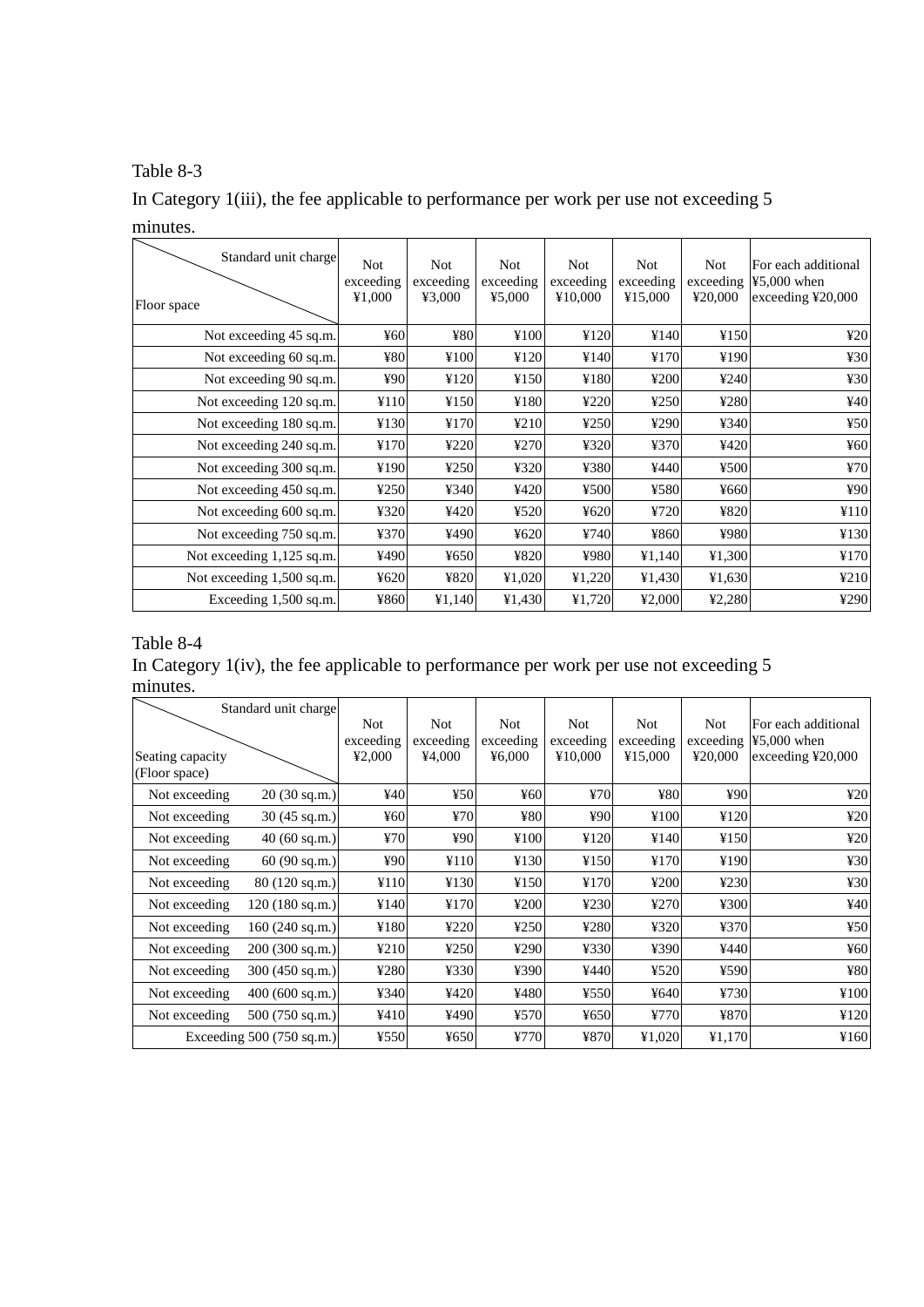Table 8-3

In Category 1(iii), the fee applicable to performance per work per use not exceeding 5 minutes.

| Floor space \ Standard unit charge | Not exceeding ¥1,000 | Not exceeding ¥3,000 | Not exceeding ¥5,000 | Not exceeding ¥10,000 | Not exceeding ¥15,000 | Not exceeding ¥20,000 | For each additional ¥5,000 when exceeding ¥20,000 |
|---|---|---|---|---|---|---|---|
| Not exceeding 45 sq.m. | ¥60 | ¥80 | ¥100 | ¥120 | ¥140 | ¥150 | ¥20 |
| Not exceeding 60 sq.m. | ¥80 | ¥100 | ¥120 | ¥140 | ¥170 | ¥190 | ¥30 |
| Not exceeding 90 sq.m. | ¥90 | ¥120 | ¥150 | ¥180 | ¥200 | ¥240 | ¥30 |
| Not exceeding 120 sq.m. | ¥110 | ¥150 | ¥180 | ¥220 | ¥250 | ¥280 | ¥40 |
| Not exceeding 180 sq.m. | ¥130 | ¥170 | ¥210 | ¥250 | ¥290 | ¥340 | ¥50 |
| Not exceeding 240 sq.m. | ¥170 | ¥220 | ¥270 | ¥320 | ¥370 | ¥420 | ¥60 |
| Not exceeding 300 sq.m. | ¥190 | ¥250 | ¥320 | ¥380 | ¥440 | ¥500 | ¥70 |
| Not exceeding 450 sq.m. | ¥250 | ¥340 | ¥420 | ¥500 | ¥580 | ¥660 | ¥90 |
| Not exceeding 600 sq.m. | ¥320 | ¥420 | ¥520 | ¥620 | ¥720 | ¥820 | ¥110 |
| Not exceeding 750 sq.m. | ¥370 | ¥490 | ¥620 | ¥740 | ¥860 | ¥980 | ¥130 |
| Not exceeding 1,125 sq.m. | ¥490 | ¥650 | ¥820 | ¥980 | ¥1,140 | ¥1,300 | ¥170 |
| Not exceeding 1,500 sq.m. | ¥620 | ¥820 | ¥1,020 | ¥1,220 | ¥1,430 | ¥1,630 | ¥210 |
| Exceeding 1,500 sq.m. | ¥860 | ¥1,140 | ¥1,430 | ¥1,720 | ¥2,000 | ¥2,280 | ¥290 |

Table 8-4

In Category 1(iv), the fee applicable to performance per work per use not exceeding 5 minutes.

| Seating capacity (Floor space) \ Standard unit charge | Not exceeding ¥2,000 | Not exceeding ¥4,000 | Not exceeding ¥6,000 | Not exceeding ¥10,000 | Not exceeding ¥15,000 | Not exceeding ¥20,000 | For each additional ¥5,000 when exceeding ¥20,000 |
|---|---|---|---|---|---|---|---|
| Not exceeding 20 (30 sq.m.) | ¥40 | ¥50 | ¥60 | ¥70 | ¥80 | ¥90 | ¥20 |
| Not exceeding 30 (45 sq.m.) | ¥60 | ¥70 | ¥80 | ¥90 | ¥100 | ¥120 | ¥20 |
| Not exceeding 40 (60 sq.m.) | ¥70 | ¥90 | ¥100 | ¥120 | ¥140 | ¥150 | ¥20 |
| Not exceeding 60 (90 sq.m.) | ¥90 | ¥110 | ¥130 | ¥150 | ¥170 | ¥190 | ¥30 |
| Not exceeding 80 (120 sq.m.) | ¥110 | ¥130 | ¥150 | ¥170 | ¥200 | ¥230 | ¥30 |
| Not exceeding 120 (180 sq.m.) | ¥140 | ¥170 | ¥200 | ¥230 | ¥270 | ¥300 | ¥40 |
| Not exceeding 160 (240 sq.m.) | ¥180 | ¥220 | ¥250 | ¥280 | ¥320 | ¥370 | ¥50 |
| Not exceeding 200 (300 sq.m.) | ¥210 | ¥250 | ¥290 | ¥330 | ¥390 | ¥440 | ¥60 |
| Not exceeding 300 (450 sq.m.) | ¥280 | ¥330 | ¥390 | ¥440 | ¥520 | ¥590 | ¥80 |
| Not exceeding 400 (600 sq.m.) | ¥340 | ¥420 | ¥480 | ¥550 | ¥640 | ¥730 | ¥100 |
| Not exceeding 500 (750 sq.m.) | ¥410 | ¥490 | ¥570 | ¥650 | ¥770 | ¥870 | ¥120 |
| Exceeding 500 (750 sq.m.) | ¥550 | ¥650 | ¥770 | ¥870 | ¥1,020 | ¥1,170 | ¥160 |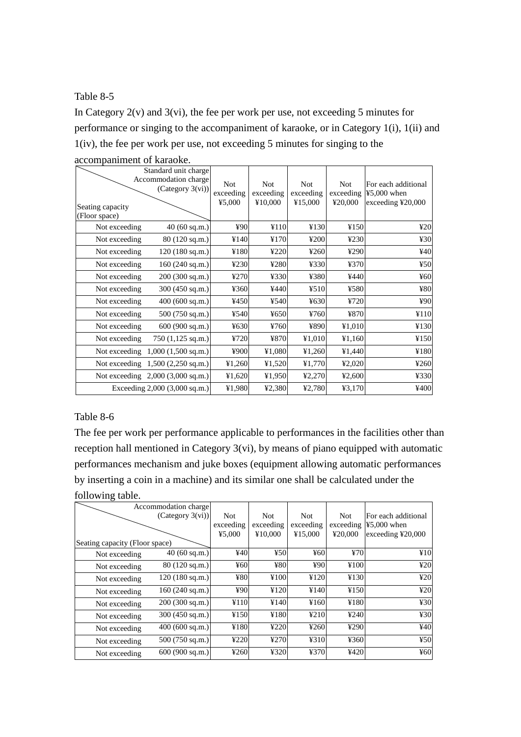Table 8-5

In Category 2(v) and 3(vi), the fee per work per use, not exceeding 5 minutes for performance or singing to the accompaniment of karaoke, or in Category 1(i), 1(ii) and 1(iv), the fee per work per use, not exceeding 5 minutes for singing to the accompaniment of karaoke.

| Seating capacity (Floor space) \ Standard unit charge Accommodation charge (Category 3(vi)) | | Not exceeding ¥5,000 | Not exceeding ¥10,000 | Not exceeding ¥15,000 | Not exceeding ¥20,000 | For each additional ¥5,000 when exceeding ¥20,000 |
|---|---|---|---|---|---|---|
| Not exceeding | 40 (60 sq.m.) | ¥90 | ¥110 | ¥130 | ¥150 | ¥20 |
| Not exceeding | 80 (120 sq.m.) | ¥140 | ¥170 | ¥200 | ¥230 | ¥30 |
| Not exceeding | 120 (180 sq.m.) | ¥180 | ¥220 | ¥260 | ¥290 | ¥40 |
| Not exceeding | 160 (240 sq.m.) | ¥230 | ¥280 | ¥330 | ¥370 | ¥50 |
| Not exceeding | 200 (300 sq.m.) | ¥270 | ¥330 | ¥380 | ¥440 | ¥60 |
| Not exceeding | 300 (450 sq.m.) | ¥360 | ¥440 | ¥510 | ¥580 | ¥80 |
| Not exceeding | 400 (600 sq.m.) | ¥450 | ¥540 | ¥630 | ¥720 | ¥90 |
| Not exceeding | 500 (750 sq.m.) | ¥540 | ¥650 | ¥760 | ¥870 | ¥110 |
| Not exceeding | 600 (900 sq.m.) | ¥630 | ¥760 | ¥890 | ¥1,010 | ¥130 |
| Not exceeding | 750 (1,125 sq.m.) | ¥720 | ¥870 | ¥1,010 | ¥1,160 | ¥150 |
| Not exceeding | 1,000 (1,500 sq.m.) | ¥900 | ¥1,080 | ¥1,260 | ¥1,440 | ¥180 |
| Not exceeding | 1,500 (2,250 sq.m.) | ¥1,260 | ¥1,520 | ¥1,770 | ¥2,020 | ¥260 |
| Not exceeding | 2,000 (3,000 sq.m.) | ¥1,620 | ¥1,950 | ¥2,270 | ¥2,600 | ¥330 |
| Exceeding 2,000 (3,000 sq.m.) | | ¥1,980 | ¥2,380 | ¥2,780 | ¥3,170 | ¥400 |

Table 8-6

The fee per work per performance applicable to performances in the facilities other than reception hall mentioned in Category 3(vi), by means of piano equipped with automatic performances mechanism and juke boxes (equipment allowing automatic performances by inserting a coin in a machine) and its similar one shall be calculated under the following table.

| Seating capacity (Floor space) \ Accommodation charge (Category 3(vi)) | | Not exceeding ¥5,000 | Not exceeding ¥10,000 | Not exceeding ¥15,000 | Not exceeding ¥20,000 | For each additional ¥5,000 when exceeding ¥20,000 |
|---|---|---|---|---|---|---|
| Not exceeding | 40 (60 sq.m.) | ¥40 | ¥50 | ¥60 | ¥70 | ¥10 |
| Not exceeding | 80 (120 sq.m.) | ¥60 | ¥80 | ¥90 | ¥100 | ¥20 |
| Not exceeding | 120 (180 sq.m.) | ¥80 | ¥100 | ¥120 | ¥130 | ¥20 |
| Not exceeding | 160 (240 sq.m.) | ¥90 | ¥120 | ¥140 | ¥150 | ¥20 |
| Not exceeding | 200 (300 sq.m.) | ¥110 | ¥140 | ¥160 | ¥180 | ¥30 |
| Not exceeding | 300 (450 sq.m.) | ¥150 | ¥180 | ¥210 | ¥240 | ¥30 |
| Not exceeding | 400 (600 sq.m.) | ¥180 | ¥220 | ¥260 | ¥290 | ¥40 |
| Not exceeding | 500 (750 sq.m.) | ¥220 | ¥270 | ¥310 | ¥360 | ¥50 |
| Not exceeding | 600 (900 sq.m.) | ¥260 | ¥320 | ¥370 | ¥420 | ¥60 |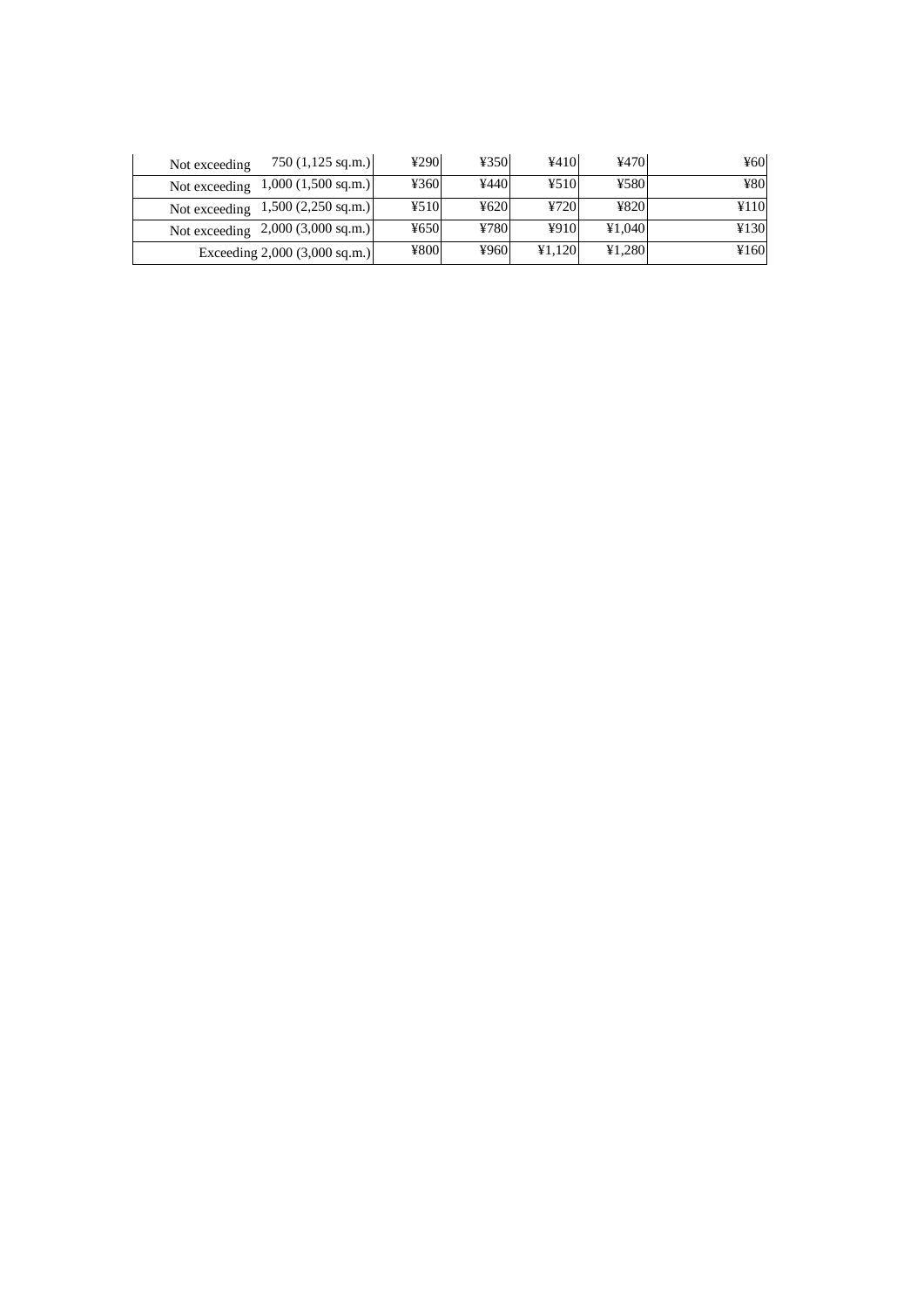| | | | | | |
|---|---|---|---|---|---|
| Not exceeding 750 (1,125 sq.m.) | ¥290 | ¥350 | ¥410 | ¥470 | ¥60 |
| Not exceeding 1,000 (1,500 sq.m.) | ¥360 | ¥440 | ¥510 | ¥580 | ¥80 |
| Not exceeding 1,500 (2,250 sq.m.) | ¥510 | ¥620 | ¥720 | ¥820 | ¥110 |
| Not exceeding 2,000 (3,000 sq.m.) | ¥650 | ¥780 | ¥910 | ¥1,040 | ¥130 |
| Exceeding 2,000 (3,000 sq.m.) | ¥800 | ¥960 | ¥1,120 | ¥1,280 | ¥160 |